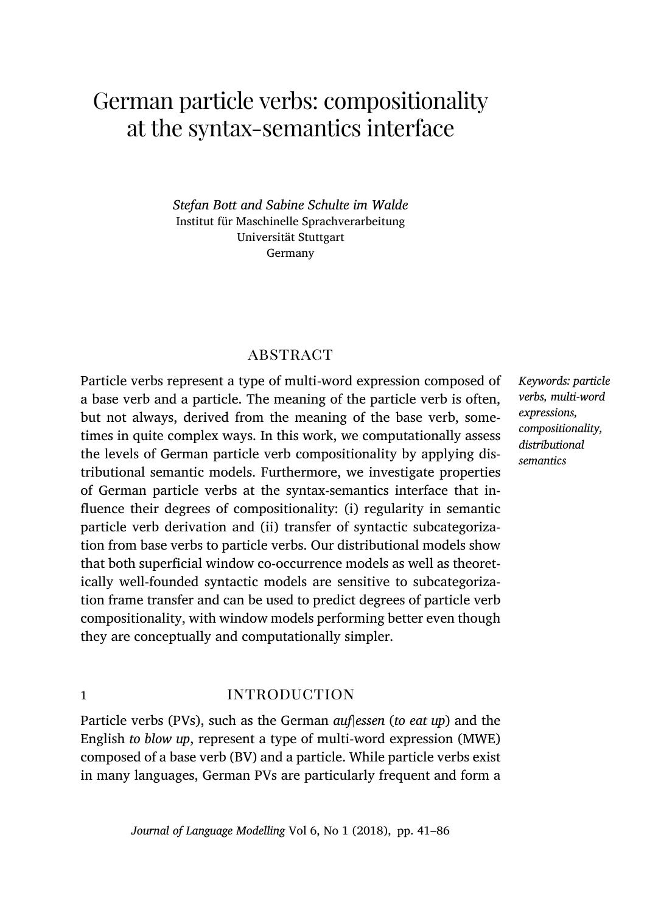# German particle verbs: compositionality at the syntax-semantics interface

*Stefan Bott and Sabine Schulte im Walde*
Institut für Maschinelle Sprachverarbeitung
Universität Stuttgart
Germany

## ABSTRACT

Particle verbs represent a type of multi-word expression composed of a base verb and a particle. The meaning of the particle verb is often, but not always, derived from the meaning of the base verb, sometimes in quite complex ways. In this work, we computationally assess the levels of German particle verb compositionality by applying distributional semantic models. Furthermore, we investigate properties of German particle verbs at the syntax-semantics interface that influence their degrees of compositionality: (i) regularity in semantic particle verb derivation and (ii) transfer of syntactic subcategorization from base verbs to particle verbs. Our distributional models show that both superficial window co-occurrence models as well as theoretically well-founded syntactic models are sensitive to subcategorization frame transfer and can be used to predict degrees of particle verb compositionality, with window models performing better even though they are conceptually and computationally simpler.

*Keywords: particle verbs, multi-word expressions, compositionality, distributional semantics*

## 1 INTRODUCTION

Particle verbs (PVs), such as the German *auf|essen* (*to eat up*) and the English *to blow up*, represent a type of multi-word expression (MWE) composed of a base verb (BV) and a particle. While particle verbs exist in many languages, German PVs are particularly frequent and form a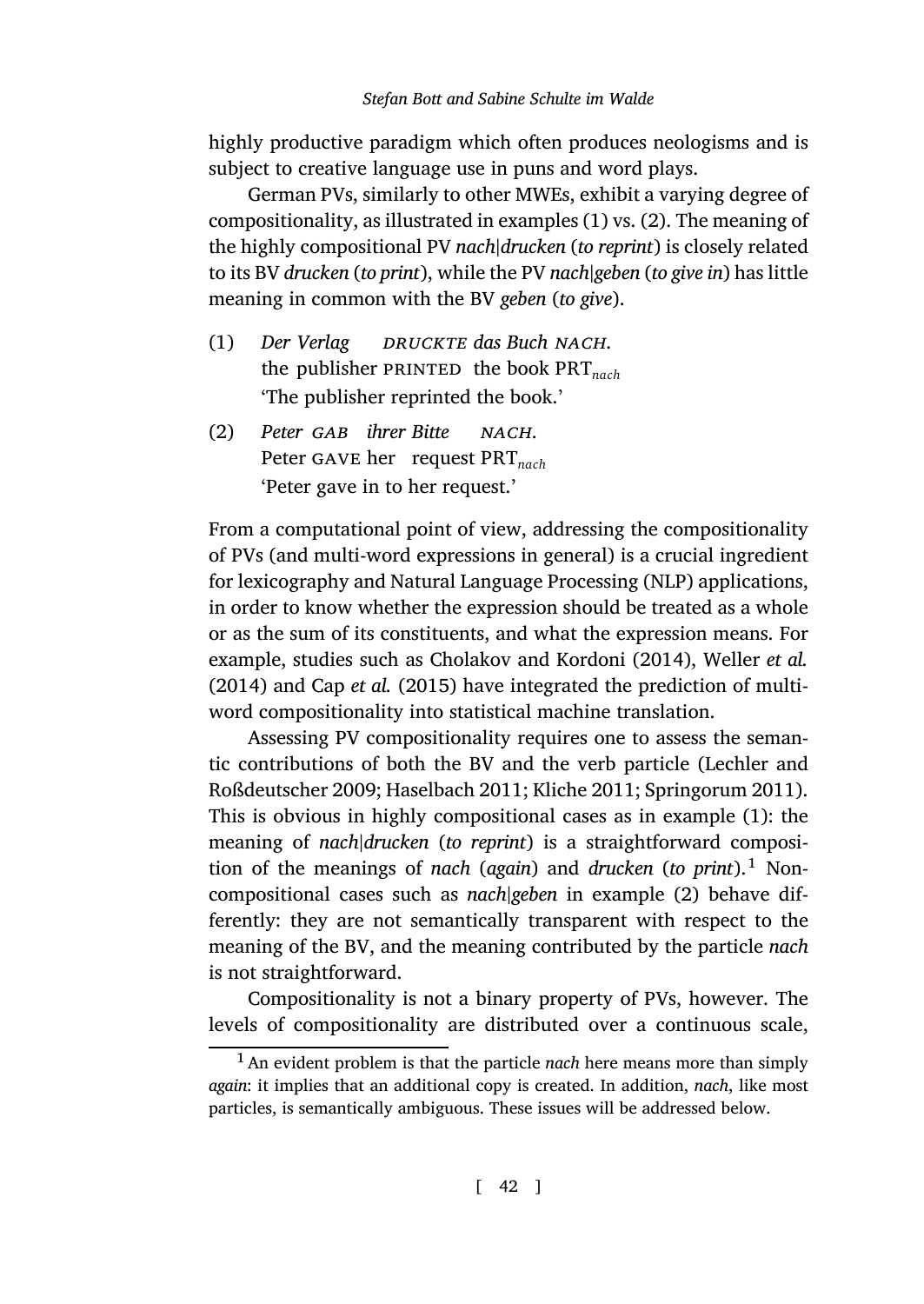highly productive paradigm which often produces neologisms and is subject to creative language use in puns and word plays.

German PVs, similarly to other MWEs, exhibit a varying degree of compositionality, as illustrated in examples (1) vs. (2). The meaning of the highly compositional PV *nach|drucken* (*to reprint*) is closely related to its BV *drucken* (*to print*), while the PV *nach|geben* (*to give in*) has little meaning in common with the BV *geben* (*to give*).

(1) *Der Verlag* *DRUCKTE das Buch NACH.*
the publisher PRINTED the book $\text{PRT}_{nach}$
'The publisher reprinted the book.'

(2) *Peter GAB ihrer Bitte NACH.*
Peter GAVE her request $\text{PRT}_{nach}$
'Peter gave in to her request.'

From a computational point of view, addressing the compositionality of PVs (and multi-word expressions in general) is a crucial ingredient for lexicography and Natural Language Processing (NLP) applications, in order to know whether the expression should be treated as a whole or as the sum of its constituents, and what the expression means. For example, studies such as Cholakov and Kordoni (2014), Weller *et al.* (2014) and Cap *et al.* (2015) have integrated the prediction of multi-word compositionality into statistical machine translation.

Assessing PV compositionality requires one to assess the semantic contributions of both the BV and the verb particle (Lechler and Roßdeutscher 2009; Haselbach 2011; Kliche 2011; Springorum 2011). This is obvious in highly compositional cases as in example (1): the meaning of *nach|drucken* (*to reprint*) is a straightforward composition of the meanings of *nach* (*again*) and *drucken* (*to print*).[1] Non-compositional cases such as *nach|geben* in example (2) behave differently: they are not semantically transparent with respect to the meaning of the BV, and the meaning contributed by the particle *nach* is not straightforward.

Compositionality is not a binary property of PVs, however. The levels of compositionality are distributed over a continuous scale,

[1] An evident problem is that the particle *nach* here means more than simply *again*: it implies that an additional copy is created. In addition, *nach*, like most particles, is semantically ambiguous. These issues will be addressed below.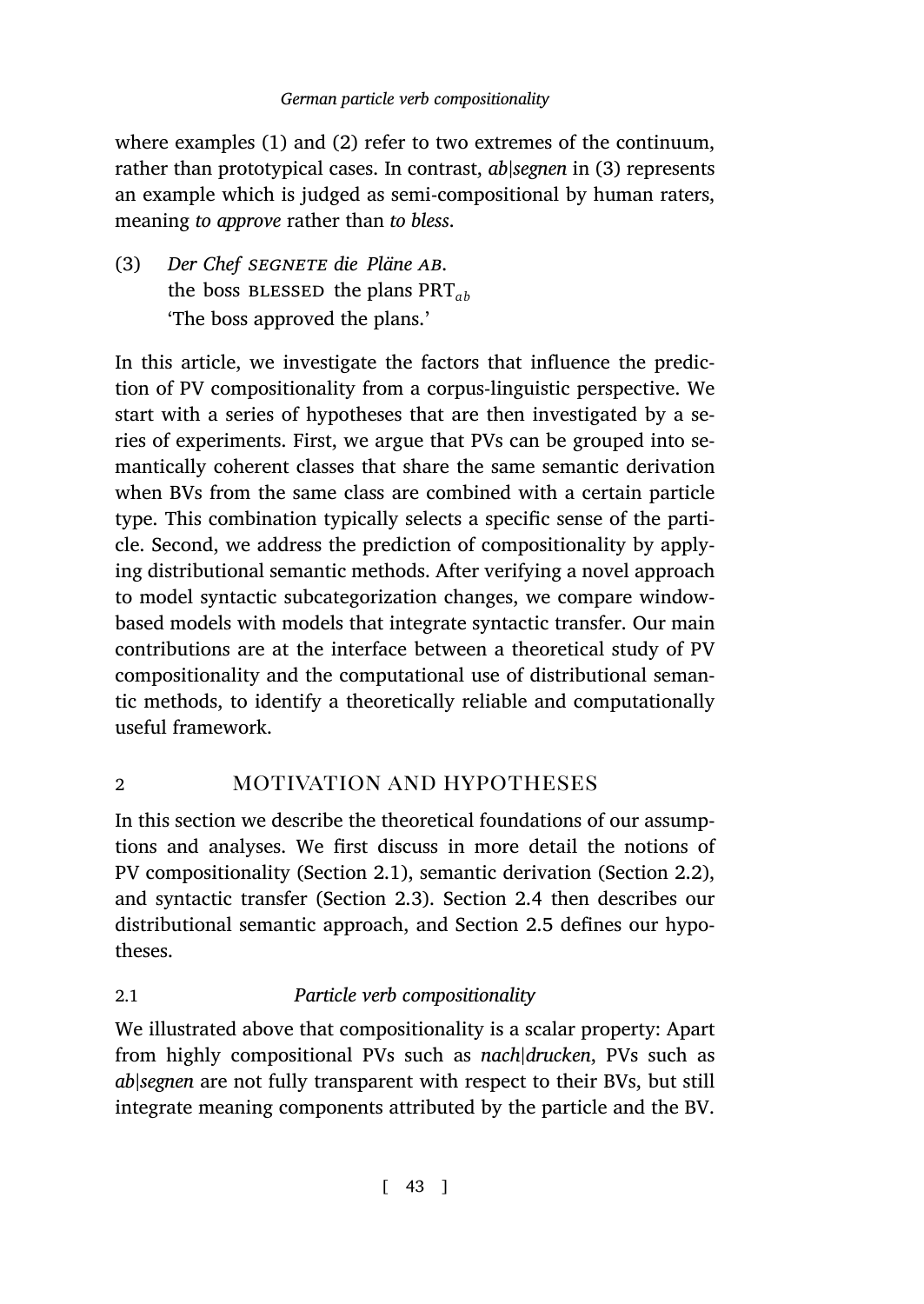where examples (1) and (2) refer to two extremes of the continuum, rather than prototypical cases. In contrast, *ab|segnen* in (3) represents an example which is judged as semi-compositional by human raters, meaning *to approve* rather than *to bless*.

(3) *Der Chef* SEGNETE *die Pläne* AB.
the boss BLESSED the plans $\text{PRT}_{ab}$
'The boss approved the plans.'

In this article, we investigate the factors that influence the prediction of PV compositionality from a corpus-linguistic perspective. We start with a series of hypotheses that are then investigated by a series of experiments. First, we argue that PVs can be grouped into semantically coherent classes that share the same semantic derivation when BVs from the same class are combined with a certain particle type. This combination typically selects a specific sense of the particle. Second, we address the prediction of compositionality by applying distributional semantic methods. After verifying a novel approach to model syntactic subcategorization changes, we compare window-based models with models that integrate syntactic transfer. Our main contributions are at the interface between a theoretical study of PV compositionality and the computational use of distributional semantic methods, to identify a theoretically reliable and computationally useful framework.

## 2 MOTIVATION AND HYPOTHESES

In this section we describe the theoretical foundations of our assumptions and analyses. We first discuss in more detail the notions of PV compositionality (Section 2.1), semantic derivation (Section 2.2), and syntactic transfer (Section 2.3). Section 2.4 then describes our distributional semantic approach, and Section 2.5 defines our hypotheses.

### 2.1 *Particle verb compositionality*

We illustrated above that compositionality is a scalar property: Apart from highly compositional PVs such as *nach|drucken*, PVs such as *ab|segnen* are not fully transparent with respect to their BVs, but still integrate meaning components attributed by the particle and the BV.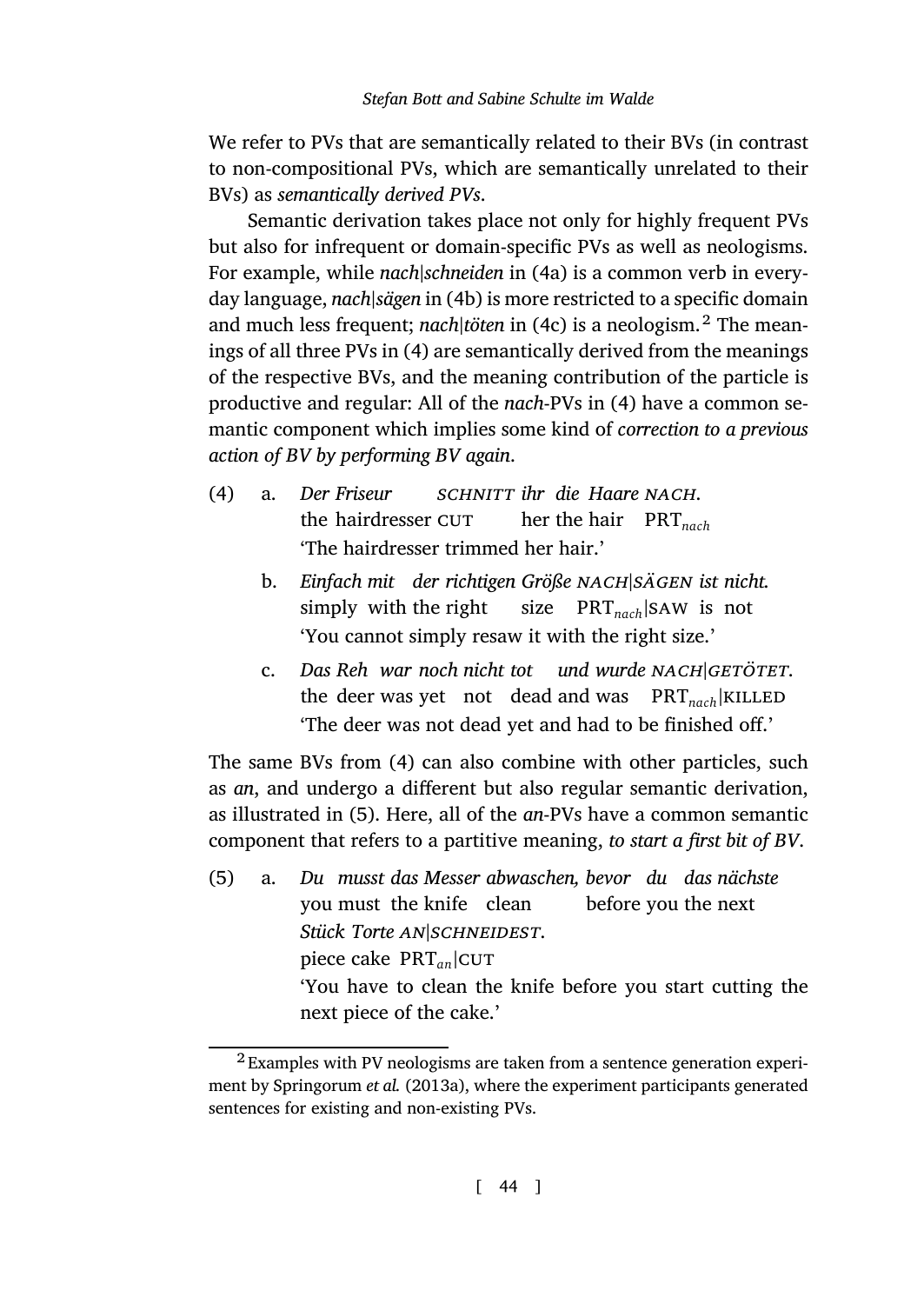We refer to PVs that are semantically related to their BVs (in contrast to non-compositional PVs, which are semantically unrelated to their BVs) as *semantically derived PVs*.

Semantic derivation takes place not only for highly frequent PVs but also for infrequent or domain-specific PVs as well as neologisms. For example, while *nach|schneiden* in (4a) is a common verb in everyday language, *nach|sägen* in (4b) is more restricted to a specific domain and much less frequent; *nach|töten* in (4c) is a neologism.[2] The meanings of all three PVs in (4) are semantically derived from the meanings of the respective BVs, and the meaning contribution of the particle is productive and regular: All of the *nach*-PVs in (4) have a common semantic component which implies some kind of *correction to a previous action of BV by performing BV again*.

(4) a. *Der Friseur SCHNITT ihr die Haare NACH.*
the hairdresser CUT her the hair $\text{PRT}_{nach}$
'The hairdresser trimmed her hair.'

b. *Einfach mit der richtigen Größe NACH|SÄGEN ist nicht.*
simply with the right size $\text{PRT}_{nach}$|SAW is not
'You cannot simply resaw it with the right size.'

c. *Das Reh war noch nicht tot und wurde NACH|GETÖTET.*
the deer was yet not dead and was $\text{PRT}_{nach}$|KILLED
'The deer was not dead yet and had to be finished off.'

The same BVs from (4) can also combine with other particles, such as *an*, and undergo a different but also regular semantic derivation, as illustrated in (5). Here, all of the *an*-PVs have a common semantic component that refers to a partitive meaning, *to start a first bit of BV*.

(5) a. *Du musst das Messer abwaschen, bevor du das nächste Stück Torte AN|SCHNEIDEST.*
you must the knife clean before you the next piece cake $\text{PRT}_{an}$|CUT
'You have to clean the knife before you start cutting the next piece of the cake.'

[2] Examples with PV neologisms are taken from a sentence generation experiment by Springorum *et al.* (2013a), where the experiment participants generated sentences for existing and non-existing PVs.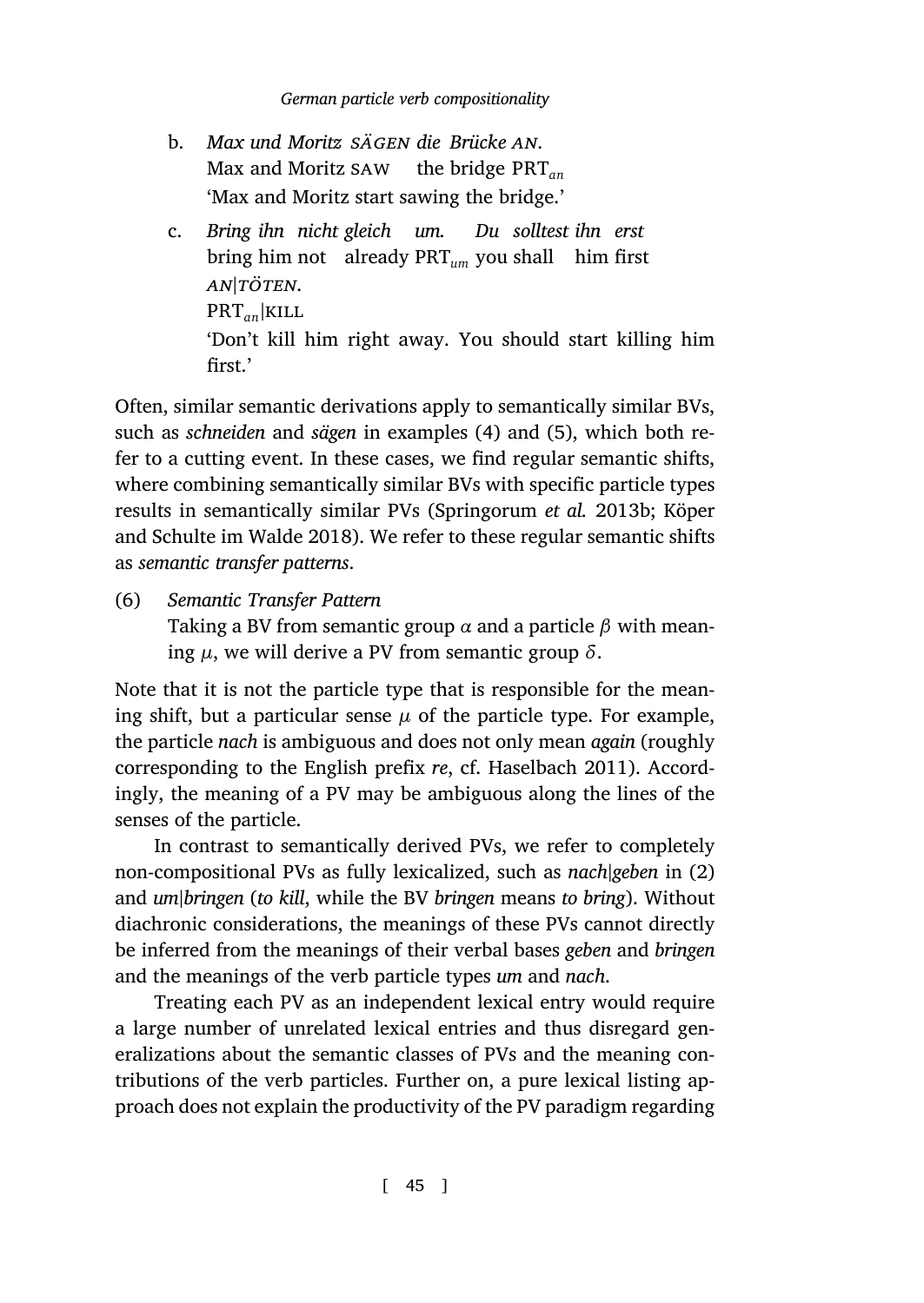b. *Max und Moritz SÄGEN die Brücke AN.*
   Max and Moritz SAW the bridge $\text{PRT}_{an}$
   'Max and Moritz start sawing the bridge.'

c. *Bring ihn nicht gleich um. Du solltest ihn erst AN|TÖTEN.*
   bring him not already $\text{PRT}_{um}$ you shall him first $\text{PRT}_{an}$|KILL
   'Don't kill him right away. You should start killing him first.'

Often, similar semantic derivations apply to semantically similar BVs, such as *schneiden* and *sägen* in examples (4) and (5), which both refer to a cutting event. In these cases, we find regular semantic shifts, where combining semantically similar BVs with specific particle types results in semantically similar PVs (Springorum *et al.* 2013b; Köper and Schulte im Walde 2018). We refer to these regular semantic shifts as *semantic transfer patterns*.

(6) *Semantic Transfer Pattern*
   Taking a BV from semantic group $\alpha$ and a particle $\beta$ with meaning $\mu$, we will derive a PV from semantic group $\delta$.

Note that it is not the particle type that is responsible for the meaning shift, but a particular sense $\mu$ of the particle type. For example, the particle *nach* is ambiguous and does not only mean *again* (roughly corresponding to the English prefix *re*, cf. Haselbach 2011). Accordingly, the meaning of a PV may be ambiguous along the lines of the senses of the particle.

In contrast to semantically derived PVs, we refer to completely non-compositional PVs as fully lexicalized, such as *nach|geben* in (2) and *um|bringen* (*to kill*, while the BV *bringen* means *to bring*). Without diachronic considerations, the meanings of these PVs cannot directly be inferred from the meanings of their verbal bases *geben* and *bringen* and the meanings of the verb particle types *um* and *nach*.

Treating each PV as an independent lexical entry would require a large number of unrelated lexical entries and thus disregard generalizations about the semantic classes of PVs and the meaning contributions of the verb particles. Further on, a pure lexical listing approach does not explain the productivity of the PV paradigm regarding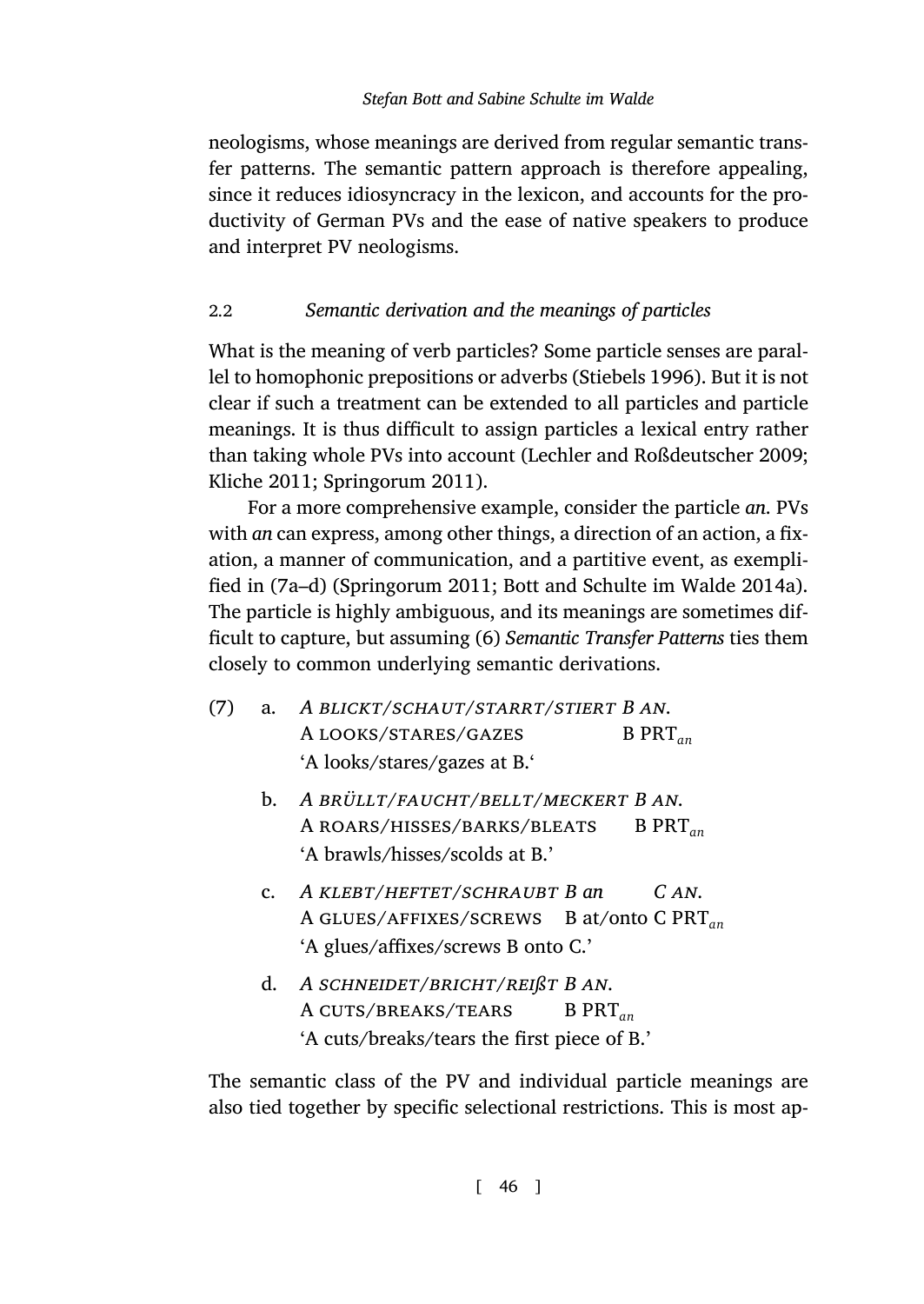neologisms, whose meanings are derived from regular semantic transfer patterns. The semantic pattern approach is therefore appealing, since it reduces idiosyncracy in the lexicon, and accounts for the productivity of German PVs and the ease of native speakers to produce and interpret PV neologisms.

### 2.2 *Semantic derivation and the meanings of particles*

What is the meaning of verb particles? Some particle senses are parallel to homophonic prepositions or adverbs (Stiebels 1996). But it is not clear if such a treatment can be extended to all particles and particle meanings. It is thus difficult to assign particles a lexical entry rather than taking whole PVs into account (Lechler and Roßdeutscher 2009; Kliche 2011; Springorum 2011).

For a more comprehensive example, consider the particle *an*. PVs with *an* can express, among other things, a direction of an action, a fixation, a manner of communication, and a partitive event, as exemplified in (7a–d) (Springorum 2011; Bott and Schulte im Walde 2014a). The particle is highly ambiguous, and its meanings are sometimes difficult to capture, but assuming (6) *Semantic Transfer Patterns* ties them closely to common underlying semantic derivations.

(7) a. *A BLICKT/SCHAUT/STARRT/STIERT B AN.*
A LOOKS/STARES/GAZES B PRT$_{an}$
'A looks/stares/gazes at B.'

b. *A BRÜLLT/FAUCHT/BELLT/MECKERT B AN.*
A ROARS/HISSES/BARKS/BLEATS B PRT$_{an}$
'A brawls/hisses/scolds at B.'

c. *A KLEBT/HEFTET/SCHRAUBT B an C AN.*
A GLUES/AFFIXES/SCREWS B at/onto C PRT$_{an}$
'A glues/affixes/screws B onto C.'

d. *A SCHNEIDET/BRICHT/REIẞT B AN.*
A CUTS/BREAKS/TEARS B PRT$_{an}$
'A cuts/breaks/tears the first piece of B.'

The semantic class of the PV and individual particle meanings are also tied together by specific selectional restrictions. This is most ap-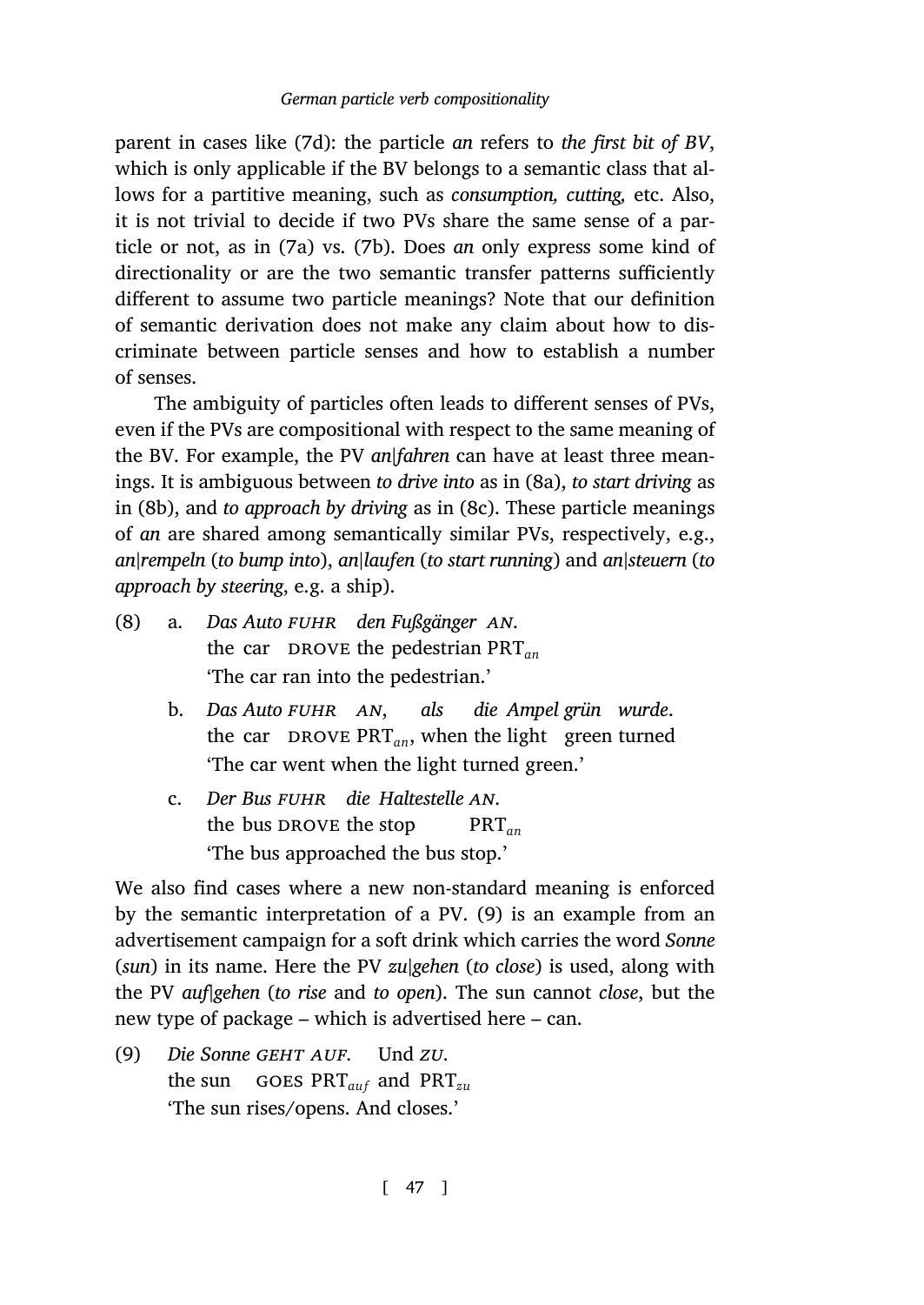parent in cases like (7d): the particle *an* refers to *the first bit of BV*, which is only applicable if the BV belongs to a semantic class that allows for a partitive meaning, such as *consumption, cutting,* etc. Also, it is not trivial to decide if two PVs share the same sense of a particle or not, as in (7a) vs. (7b). Does *an* only express some kind of directionality or are the two semantic transfer patterns sufficiently different to assume two particle meanings? Note that our definition of semantic derivation does not make any claim about how to discriminate between particle senses and how to establish a number of senses.

The ambiguity of particles often leads to different senses of PVs, even if the PVs are compositional with respect to the same meaning of the BV. For example, the PV *an|fahren* can have at least three meanings. It is ambiguous between *to drive into* as in (8a), *to start driving* as in (8b), and *to approach by driving* as in (8c). These particle meanings of *an* are shared among semantically similar PVs, respectively, e.g., *an|rempeln* (*to bump into*), *an|laufen* (*to start running*) and *an|steuern* (*to approach by steering*, e.g. a ship).

(8) a. *Das Auto FUHR den Fußgänger AN.*
    the car DROVE the pedestrian $\text{PRT}_{an}$
    'The car ran into the pedestrian.'

  b. *Das Auto FUHR AN, als die Ampel grün wurde.*
    the car DROVE $\text{PRT}_{an}$, when the light green turned
    'The car went when the light turned green.'

  c. *Der Bus FUHR die Haltestelle AN.*
    the bus DROVE the stop $\text{PRT}_{an}$
    'The bus approached the bus stop.'

We also find cases where a new non-standard meaning is enforced by the semantic interpretation of a PV. (9) is an example from an advertisement campaign for a soft drink which carries the word *Sonne* (*sun*) in its name. Here the PV *zu|gehen* (*to close*) is used, along with the PV *auf|gehen* (*to rise* and *to open*). The sun cannot *close*, but the new type of package – which is advertised here – can.

(9) *Die Sonne GEHT AUF. Und ZU.*
  the sun GOES $\text{PRT}_{auf}$ and $\text{PRT}_{zu}$
  'The sun rises/opens. And closes.'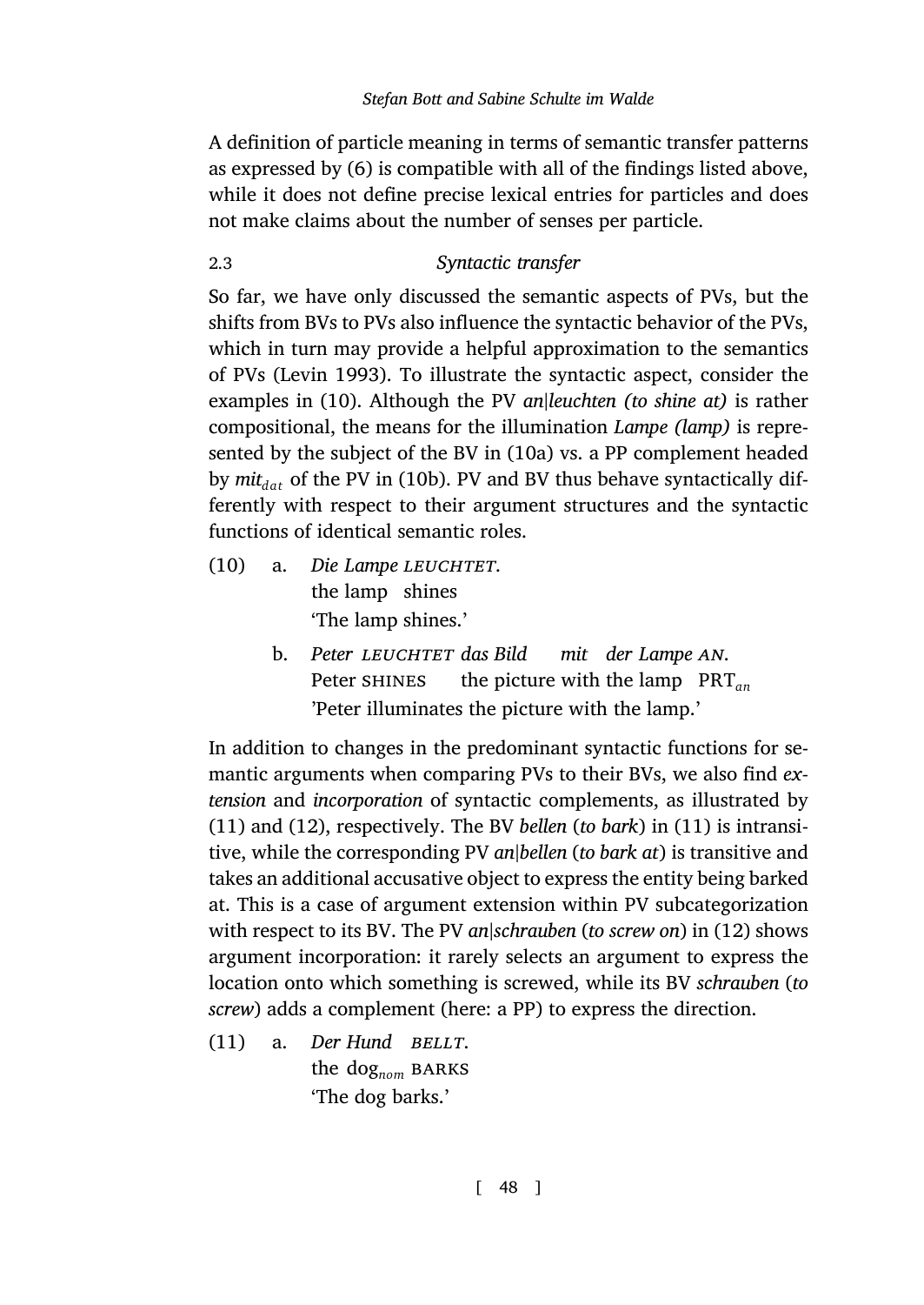A definition of particle meaning in terms of semantic transfer patterns as expressed by (6) is compatible with all of the findings listed above, while it does not define precise lexical entries for particles and does not make claims about the number of senses per particle.

### 2.3 *Syntactic transfer*

So far, we have only discussed the semantic aspects of PVs, but the shifts from BVs to PVs also influence the syntactic behavior of the PVs, which in turn may provide a helpful approximation to the semantics of PVs (Levin 1993). To illustrate the syntactic aspect, consider the examples in (10). Although the PV *an|leuchten (to shine at)* is rather compositional, the means for the illumination *Lampe (lamp)* is represented by the subject of the BV in (10a) vs. a PP complement headed by *mit*$_{dat}$ of the PV in (10b). PV and BV thus behave syntactically differently with respect to their argument structures and the syntactic functions of identical semantic roles.

(10) a. *Die Lampe LEUCHTET.*
the lamp shines
'The lamp shines.'

b. *Peter LEUCHTET das Bild mit der Lampe AN.*
Peter SHINES the picture with the lamp PRT$_{an}$
'Peter illuminates the picture with the lamp.'

In addition to changes in the predominant syntactic functions for semantic arguments when comparing PVs to their BVs, we also find *extension* and *incorporation* of syntactic complements, as illustrated by (11) and (12), respectively. The BV *bellen* (*to bark*) in (11) is intransitive, while the corresponding PV *an|bellen* (*to bark at*) is transitive and takes an additional accusative object to express the entity being barked at. This is a case of argument extension within PV subcategorization with respect to its BV. The PV *an|schrauben* (*to screw on*) in (12) shows argument incorporation: it rarely selects an argument to express the location onto which something is screwed, while its BV *schrauben* (*to screw*) adds a complement (here: a PP) to express the direction.

(11) a. *Der Hund BELLT.*
the dog$_{nom}$ BARKS
'The dog barks.'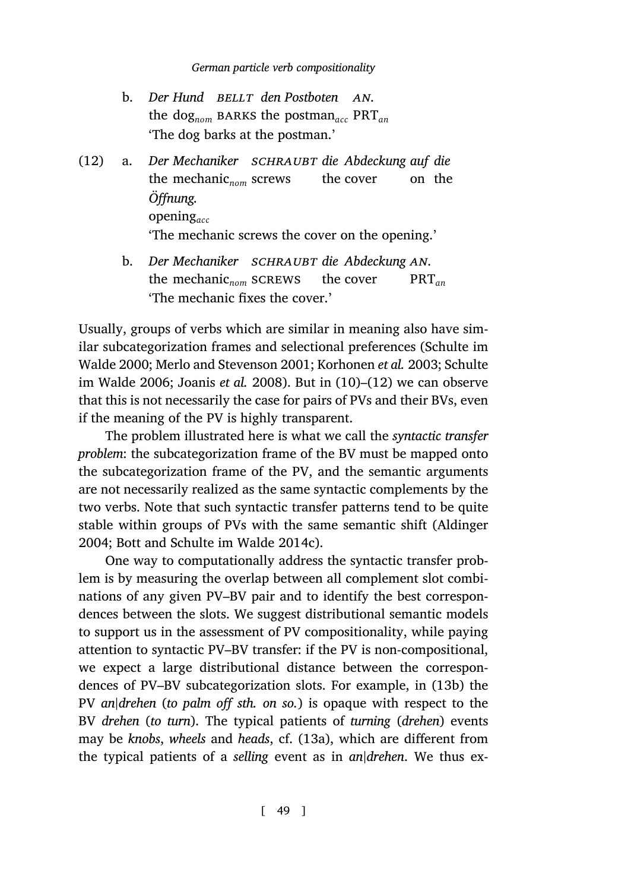b. *Der Hund* BELLT *den Postboten* AN.
   the dog$_{nom}$ BARKS the postman$_{acc}$ PRT$_{an}$
   'The dog barks at the postman.'

(12) a. *Der Mechaniker* SCHRAUBT *die Abdeckung auf die Öffnung.*
   the mechanic$_{nom}$ screws the cover on the opening$_{acc}$
   'The mechanic screws the cover on the opening.'

b. *Der Mechaniker* SCHRAUBT *die Abdeckung* AN.
   the mechanic$_{nom}$ SCREWS the cover PRT$_{an}$
   'The mechanic fixes the cover.'

Usually, groups of verbs which are similar in meaning also have similar subcategorization frames and selectional preferences (Schulte im Walde 2000; Merlo and Stevenson 2001; Korhonen *et al.* 2003; Schulte im Walde 2006; Joanis *et al.* 2008). But in (10)–(12) we can observe that this is not necessarily the case for pairs of PVs and their BVs, even if the meaning of the PV is highly transparent.

The problem illustrated here is what we call the *syntactic transfer problem*: the subcategorization frame of the BV must be mapped onto the subcategorization frame of the PV, and the semantic arguments are not necessarily realized as the same syntactic complements by the two verbs. Note that such syntactic transfer patterns tend to be quite stable within groups of PVs with the same semantic shift (Aldinger 2004; Bott and Schulte im Walde 2014c).

One way to computationally address the syntactic transfer problem is by measuring the overlap between all complement slot combinations of any given PV–BV pair and to identify the best correspondences between the slots. We suggest distributional semantic models to support us in the assessment of PV compositionality, while paying attention to syntactic PV–BV transfer: if the PV is non-compositional, we expect a large distributional distance between the correspondences of PV–BV subcategorization slots. For example, in (13b) the PV *an|drehen* (*to palm off sth. on so.*) is opaque with respect to the BV *drehen* (*to turn*). The typical patients of *turning* (*drehen*) events may be *knobs*, *wheels* and *heads*, cf. (13a), which are different from the typical patients of a *selling* event as in *an|drehen*. We thus ex-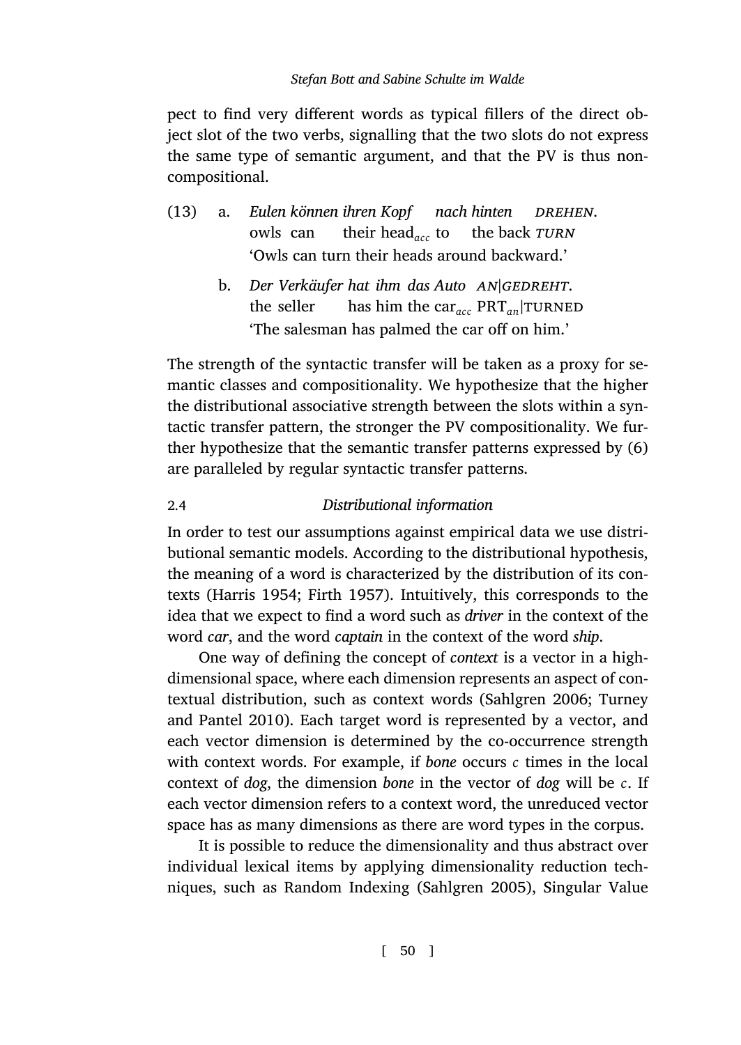pect to find very different words as typical fillers of the direct object slot of the two verbs, signalling that the two slots do not express the same type of semantic argument, and that the PV is thus non-compositional.

(13) a. *Eulen können ihren Kopf nach hinten* DREHEN.
owls can their head$_{acc}$ to the back *TURN*
'Owls can turn their heads around backward.'

b. *Der Verkäufer hat ihm das Auto* AN|GEDREHT.
the seller has him the car$_{acc}$ PRT$_{an}$|TURNED
'The salesman has palmed the car off on him.'

The strength of the syntactic transfer will be taken as a proxy for semantic classes and compositionality. We hypothesize that the higher the distributional associative strength between the slots within a syntactic transfer pattern, the stronger the PV compositionality. We further hypothesize that the semantic transfer patterns expressed by (6) are paralleled by regular syntactic transfer patterns.

## 2.4 *Distributional information*

In order to test our assumptions against empirical data we use distributional semantic models. According to the distributional hypothesis, the meaning of a word is characterized by the distribution of its contexts (Harris 1954; Firth 1957). Intuitively, this corresponds to the idea that we expect to find a word such as *driver* in the context of the word *car*, and the word *captain* in the context of the word *ship*.

One way of defining the concept of *context* is a vector in a high-dimensional space, where each dimension represents an aspect of contextual distribution, such as context words (Sahlgren 2006; Turney and Pantel 2010). Each target word is represented by a vector, and each vector dimension is determined by the co-occurrence strength with context words. For example, if *bone* occurs $c$ times in the local context of *dog*, the dimension *bone* in the vector of *dog* will be $c$. If each vector dimension refers to a context word, the unreduced vector space has as many dimensions as there are word types in the corpus.

It is possible to reduce the dimensionality and thus abstract over individual lexical items by applying dimensionality reduction techniques, such as Random Indexing (Sahlgren 2005), Singular Value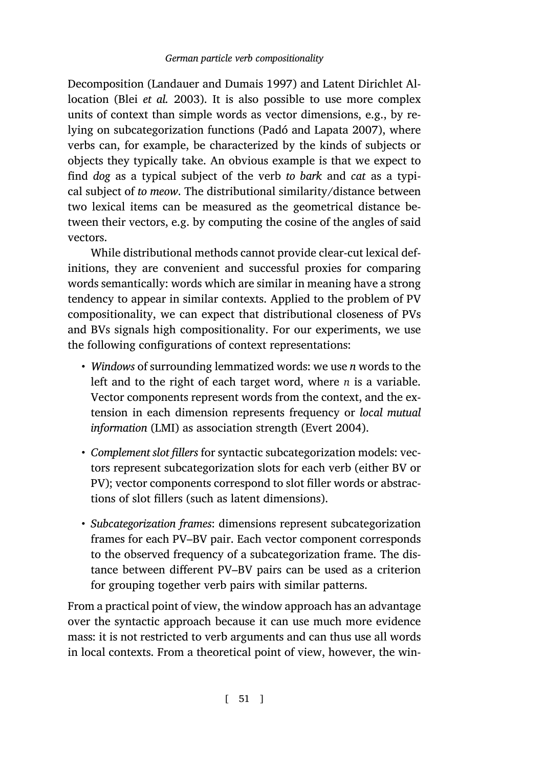Decomposition (Landauer and Dumais 1997) and Latent Dirichlet Allocation (Blei *et al.* 2003). It is also possible to use more complex units of context than simple words as vector dimensions, e.g., by relying on subcategorization functions (Padó and Lapata 2007), where verbs can, for example, be characterized by the kinds of subjects or objects they typically take. An obvious example is that we expect to find *dog* as a typical subject of the verb *to bark* and *cat* as a typical subject of *to meow*. The distributional similarity/distance between two lexical items can be measured as the geometrical distance between their vectors, e.g. by computing the cosine of the angles of said vectors.

While distributional methods cannot provide clear-cut lexical definitions, they are convenient and successful proxies for comparing words semantically: words which are similar in meaning have a strong tendency to appear in similar contexts. Applied to the problem of PV compositionality, we can expect that distributional closeness of PVs and BVs signals high compositionality. For our experiments, we use the following configurations of context representations:

- *Windows* of surrounding lemmatized words: we use $n$ words to the left and to the right of each target word, where $n$ is a variable. Vector components represent words from the context, and the extension in each dimension represents frequency or *local mutual information* (LMI) as association strength (Evert 2004).
- *Complement slot fillers* for syntactic subcategorization models: vectors represent subcategorization slots for each verb (either BV or PV); vector components correspond to slot filler words or abstractions of slot fillers (such as latent dimensions).
- *Subcategorization frames*: dimensions represent subcategorization frames for each PV–BV pair. Each vector component corresponds to the observed frequency of a subcategorization frame. The distance between different PV–BV pairs can be used as a criterion for grouping together verb pairs with similar patterns.

From a practical point of view, the window approach has an advantage over the syntactic approach because it can use much more evidence mass: it is not restricted to verb arguments and can thus use all words in local contexts. From a theoretical point of view, however, the win-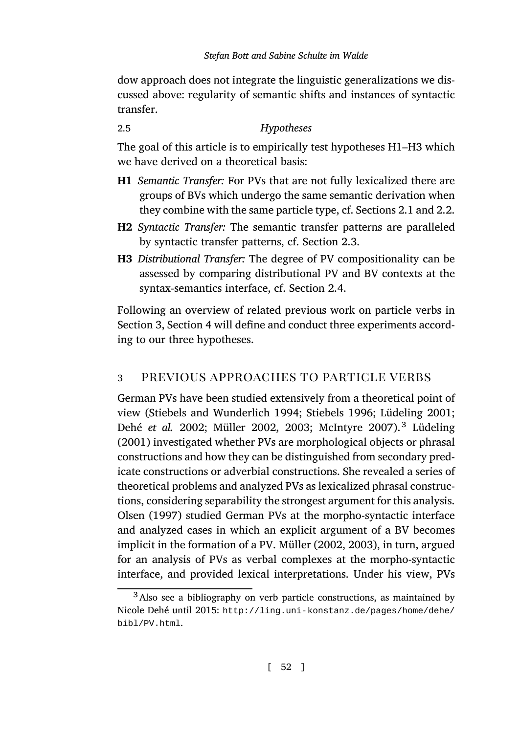dow approach does not integrate the linguistic generalizations we discussed above: regularity of semantic shifts and instances of syntactic transfer.

### 2.5 *Hypotheses*

The goal of this article is to empirically test hypotheses H1–H3 which we have derived on a theoretical basis:

- **H1** *Semantic Transfer:* For PVs that are not fully lexicalized there are groups of BVs which undergo the same semantic derivation when they combine with the same particle type, cf. Sections 2.1 and 2.2.
- **H2** *Syntactic Transfer:* The semantic transfer patterns are paralleled by syntactic transfer patterns, cf. Section 2.3.
- **H3** *Distributional Transfer:* The degree of PV compositionality can be assessed by comparing distributional PV and BV contexts at the syntax-semantics interface, cf. Section 2.4.

Following an overview of related previous work on particle verbs in Section 3, Section 4 will define and conduct three experiments according to our three hypotheses.

## 3 PREVIOUS APPROACHES TO PARTICLE VERBS

German PVs have been studied extensively from a theoretical point of view (Stiebels and Wunderlich 1994; Stiebels 1996; Lüdeling 2001; Dehé *et al.* 2002; Müller 2002, 2003; McIntyre 2007).[3] Lüdeling (2001) investigated whether PVs are morphological objects or phrasal constructions and how they can be distinguished from secondary predicate constructions or adverbial constructions. She revealed a series of theoretical problems and analyzed PVs as lexicalized phrasal constructions, considering separability the strongest argument for this analysis. Olsen (1997) studied German PVs at the morpho-syntactic interface and analyzed cases in which an explicit argument of a BV becomes implicit in the formation of a PV. Müller (2002, 2003), in turn, argued for an analysis of PVs as verbal complexes at the morpho-syntactic interface, and provided lexical interpretations. Under his view, PVs

[3] Also see a bibliography on verb particle constructions, as maintained by Nicole Dehé until 2015: http://ling.uni-konstanz.de/pages/home/dehe/bibl/PV.html.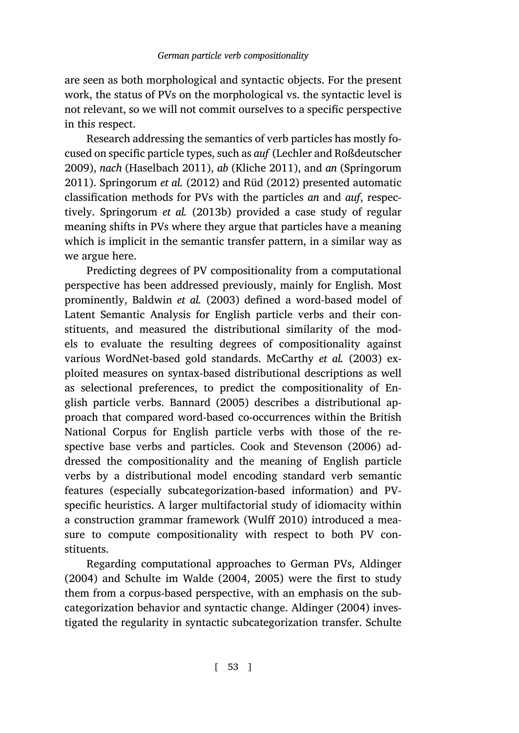are seen as both morphological and syntactic objects. For the present work, the status of PVs on the morphological vs. the syntactic level is not relevant, so we will not commit ourselves to a specific perspective in this respect.

Research addressing the semantics of verb particles has mostly focused on specific particle types, such as *auf* (Lechler and Roßdeutscher 2009), *nach* (Haselbach 2011), *ab* (Kliche 2011), and *an* (Springorum 2011). Springorum *et al.* (2012) and Rüd (2012) presented automatic classification methods for PVs with the particles *an* and *auf*, respectively. Springorum *et al.* (2013b) provided a case study of regular meaning shifts in PVs where they argue that particles have a meaning which is implicit in the semantic transfer pattern, in a similar way as we argue here.

Predicting degrees of PV compositionality from a computational perspective has been addressed previously, mainly for English. Most prominently, Baldwin *et al.* (2003) defined a word-based model of Latent Semantic Analysis for English particle verbs and their constituents, and measured the distributional similarity of the models to evaluate the resulting degrees of compositionality against various WordNet-based gold standards. McCarthy *et al.* (2003) exploited measures on syntax-based distributional descriptions as well as selectional preferences, to predict the compositionality of English particle verbs. Bannard (2005) describes a distributional approach that compared word-based co-occurrences within the British National Corpus for English particle verbs with those of the respective base verbs and particles. Cook and Stevenson (2006) addressed the compositionality and the meaning of English particle verbs by a distributional model encoding standard verb semantic features (especially subcategorization-based information) and PV-specific heuristics. A larger multifactorial study of idiomacity within a construction grammar framework (Wulff 2010) introduced a measure to compute compositionality with respect to both PV constituents.

Regarding computational approaches to German PVs, Aldinger (2004) and Schulte im Walde (2004, 2005) were the first to study them from a corpus-based perspective, with an emphasis on the subcategorization behavior and syntactic change. Aldinger (2004) investigated the regularity in syntactic subcategorization transfer. Schulte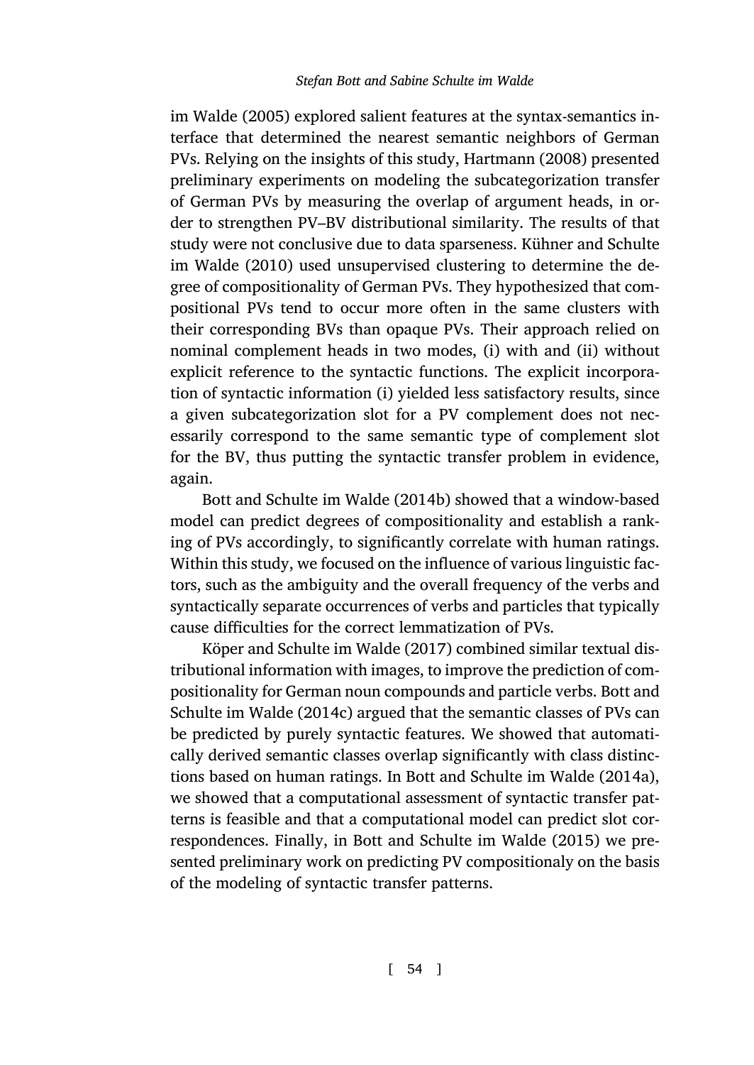im Walde (2005) explored salient features at the syntax-semantics interface that determined the nearest semantic neighbors of German PVs. Relying on the insights of this study, Hartmann (2008) presented preliminary experiments on modeling the subcategorization transfer of German PVs by measuring the overlap of argument heads, in order to strengthen PV–BV distributional similarity. The results of that study were not conclusive due to data sparseness. Kühner and Schulte im Walde (2010) used unsupervised clustering to determine the degree of compositionality of German PVs. They hypothesized that compositional PVs tend to occur more often in the same clusters with their corresponding BVs than opaque PVs. Their approach relied on nominal complement heads in two modes, (i) with and (ii) without explicit reference to the syntactic functions. The explicit incorporation of syntactic information (i) yielded less satisfactory results, since a given subcategorization slot for a PV complement does not necessarily correspond to the same semantic type of complement slot for the BV, thus putting the syntactic transfer problem in evidence, again.

Bott and Schulte im Walde (2014b) showed that a window-based model can predict degrees of compositionality and establish a ranking of PVs accordingly, to significantly correlate with human ratings. Within this study, we focused on the influence of various linguistic factors, such as the ambiguity and the overall frequency of the verbs and syntactically separate occurrences of verbs and particles that typically cause difficulties for the correct lemmatization of PVs.

Köper and Schulte im Walde (2017) combined similar textual distributional information with images, to improve the prediction of compositionality for German noun compounds and particle verbs. Bott and Schulte im Walde (2014c) argued that the semantic classes of PVs can be predicted by purely syntactic features. We showed that automatically derived semantic classes overlap significantly with class distinctions based on human ratings. In Bott and Schulte im Walde (2014a), we showed that a computational assessment of syntactic transfer patterns is feasible and that a computational model can predict slot correspondences. Finally, in Bott and Schulte im Walde (2015) we presented preliminary work on predicting PV compositionaly on the basis of the modeling of syntactic transfer patterns.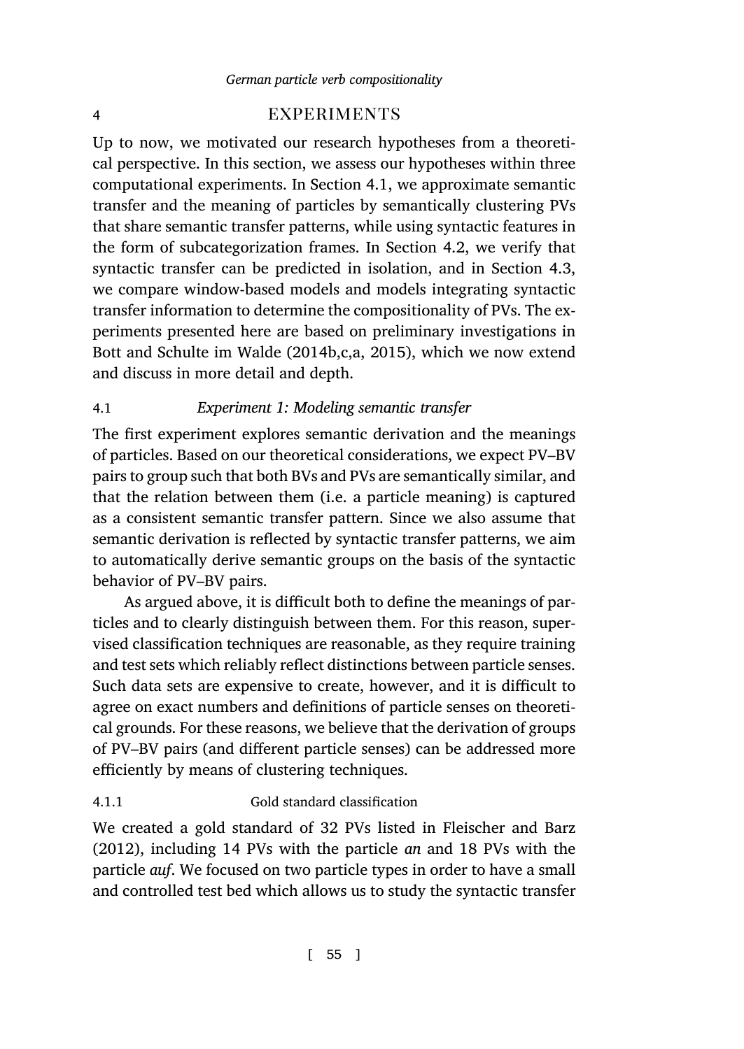# 4 EXPERIMENTS

Up to now, we motivated our research hypotheses from a theoretical perspective. In this section, we assess our hypotheses within three computational experiments. In Section 4.1, we approximate semantic transfer and the meaning of particles by semantically clustering PVs that share semantic transfer patterns, while using syntactic features in the form of subcategorization frames. In Section 4.2, we verify that syntactic transfer can be predicted in isolation, and in Section 4.3, we compare window-based models and models integrating syntactic transfer information to determine the compositionality of PVs. The experiments presented here are based on preliminary investigations in Bott and Schulte im Walde (2014b,c,a, 2015), which we now extend and discuss in more detail and depth.

## 4.1 *Experiment 1: Modeling semantic transfer*

The first experiment explores semantic derivation and the meanings of particles. Based on our theoretical considerations, we expect PV–BV pairs to group such that both BVs and PVs are semantically similar, and that the relation between them (i.e. a particle meaning) is captured as a consistent semantic transfer pattern. Since we also assume that semantic derivation is reflected by syntactic transfer patterns, we aim to automatically derive semantic groups on the basis of the syntactic behavior of PV–BV pairs.

As argued above, it is difficult both to define the meanings of particles and to clearly distinguish between them. For this reason, supervised classification techniques are reasonable, as they require training and test sets which reliably reflect distinctions between particle senses. Such data sets are expensive to create, however, and it is difficult to agree on exact numbers and definitions of particle senses on theoretical grounds. For these reasons, we believe that the derivation of groups of PV–BV pairs (and different particle senses) can be addressed more efficiently by means of clustering techniques.

### 4.1.1 Gold standard classification

We created a gold standard of 32 PVs listed in Fleischer and Barz (2012), including 14 PVs with the particle *an* and 18 PVs with the particle *auf*. We focused on two particle types in order to have a small and controlled test bed which allows us to study the syntactic transfer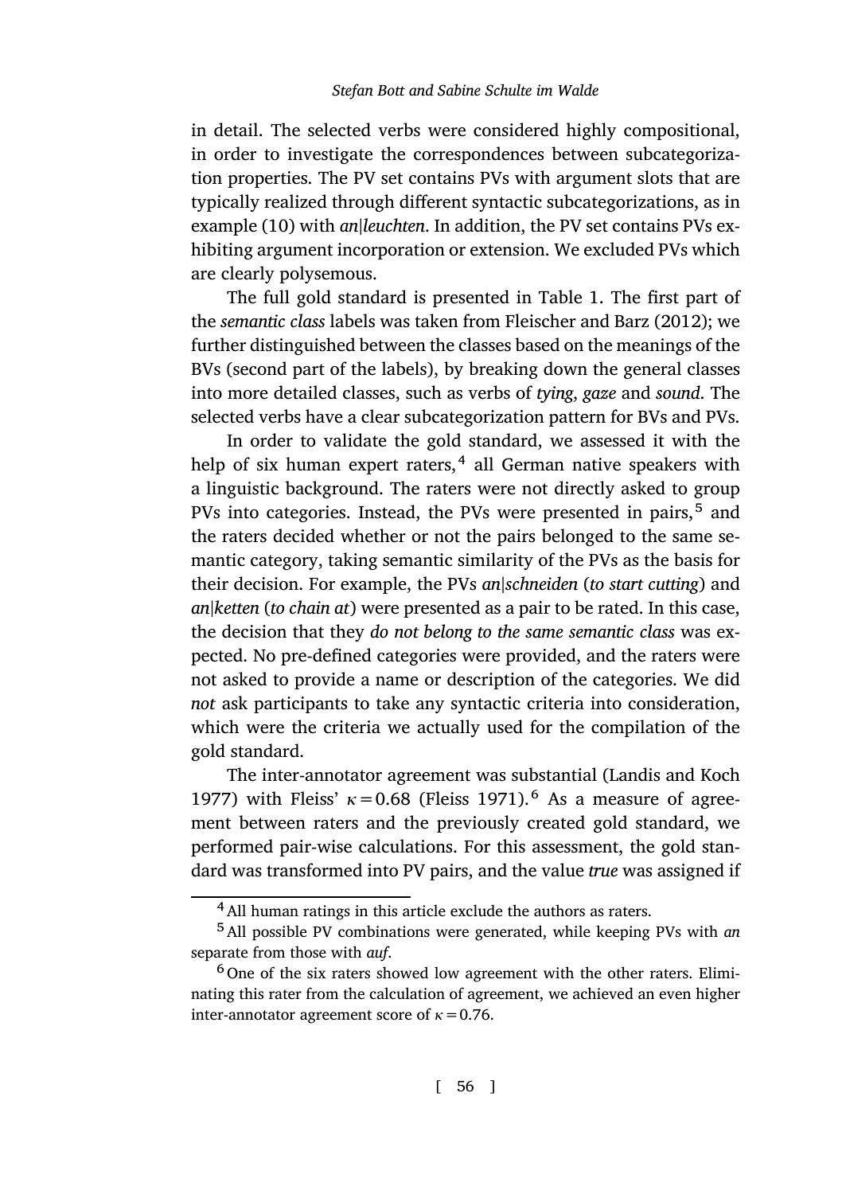in detail. The selected verbs were considered highly compositional, in order to investigate the correspondences between subcategorization properties. The PV set contains PVs with argument slots that are typically realized through different syntactic subcategorizations, as in example (10) with *an|leuchten*. In addition, the PV set contains PVs exhibiting argument incorporation or extension. We excluded PVs which are clearly polysemous.

The full gold standard is presented in Table 1. The first part of the *semantic class* labels was taken from Fleischer and Barz (2012); we further distinguished between the classes based on the meanings of the BVs (second part of the labels), by breaking down the general classes into more detailed classes, such as verbs of *tying*, *gaze* and *sound*. The selected verbs have a clear subcategorization pattern for BVs and PVs.

In order to validate the gold standard, we assessed it with the help of six human expert raters,[4] all German native speakers with a linguistic background. The raters were not directly asked to group PVs into categories. Instead, the PVs were presented in pairs,[5] and the raters decided whether or not the pairs belonged to the same semantic category, taking semantic similarity of the PVs as the basis for their decision. For example, the PVs *an|schneiden* (*to start cutting*) and *an|ketten* (*to chain at*) were presented as a pair to be rated. In this case, the decision that they *do not belong to the same semantic class* was expected. No pre-defined categories were provided, and the raters were not asked to provide a name or description of the categories. We did *not* ask participants to take any syntactic criteria into consideration, which were the criteria we actually used for the compilation of the gold standard.

The inter-annotator agreement was substantial (Landis and Koch 1977) with Fleiss' $\kappa = 0.68$ (Fleiss 1971).[6] As a measure of agreement between raters and the previously created gold standard, we performed pair-wise calculations. For this assessment, the gold standard was transformed into PV pairs, and the value *true* was assigned if

[4] All human ratings in this article exclude the authors as raters.

[5] All possible PV combinations were generated, while keeping PVs with *an* separate from those with *auf*.

[6] One of the six raters showed low agreement with the other raters. Eliminating this rater from the calculation of agreement, we achieved an even higher inter-annotator agreement score of $\kappa = 0.76$.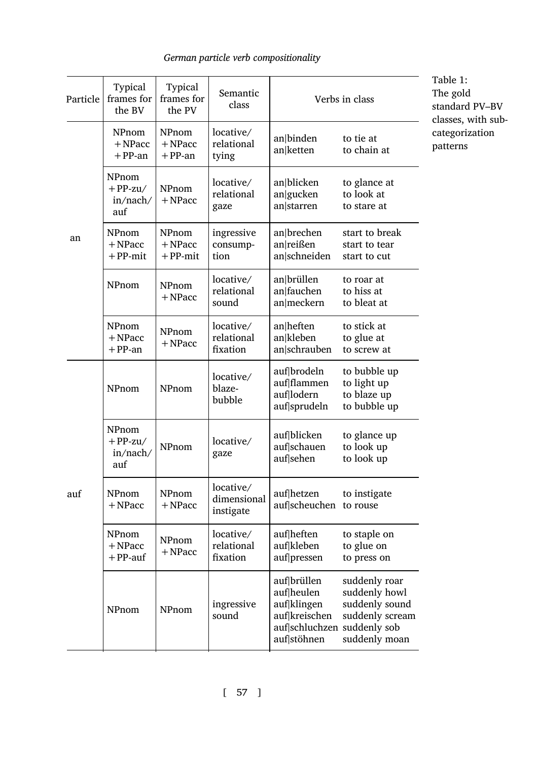Table 1: The gold standard PV–BV classes, with subcategorization patterns

| Particle | Typical frames for the BV | Typical frames for the PV | Semantic class | Verbs in class | |
|---|---|---|---|---|---|
| an | NPnom + NPacc + PP-an | NPnom + NPacc + PP-an | locative/ relational tying | an\|binden<br>an\|ketten | to tie at<br>to chain at |
| | NPnom + PP-zu/ in/nach/ auf | NPnom + NPacc | locative/ relational gaze | an\|blicken<br>an\|gucken<br>an\|starren | to glance at<br>to look at<br>to stare at |
| | NPnom + NPacc + PP-mit | NPnom + NPacc + PP-mit | ingressive consumption | an\|brechen<br>an\|reißen<br>an\|schneiden | start to break<br>start to tear<br>start to cut |
| | NPnom | NPnom + NPacc | locative/ relational sound | an\|brüllen<br>an\|fauchen<br>an\|meckern | to roar at<br>to hiss at<br>to bleat at |
| | NPnom + NPacc + PP-an | NPnom + NPacc | locative/ relational fixation | an\|heften<br>an\|kleben<br>an\|schrauben | to stick at<br>to glue at<br>to screw at |
| auf | NPnom | NPnom | locative/ blaze-bubble | auf\|brodeln<br>auf\|flammen<br>auf\|lodern<br>auf\|sprudeln | to bubble up<br>to light up<br>to blaze up<br>to bubble up |
| | NPnom + PP-zu/ in/nach/ auf | NPnom | locative/ gaze | auf\|blicken<br>auf\|schauen<br>auf\|sehen | to glance up<br>to look up<br>to look up |
| | NPnom + NPacc | NPnom + NPacc | locative/ dimensional instigate | auf\|hetzen<br>auf\|scheuchen | to instigate<br>to rouse |
| | NPnom + NPacc + PP-auf | NPnom + NPacc | locative/ relational fixation | auf\|heften<br>auf\|kleben<br>auf\|pressen | to staple on<br>to glue on<br>to press on |
| | NPnom | NPnom | ingressive sound | auf\|brüllen<br>auf\|heulen<br>auf\|klingen<br>auf\|kreischen<br>auf\|schluchzen<br>auf\|stöhnen | suddenly roar<br>suddenly howl<br>suddenly sound<br>suddenly scream<br>suddenly sob<br>suddenly moan |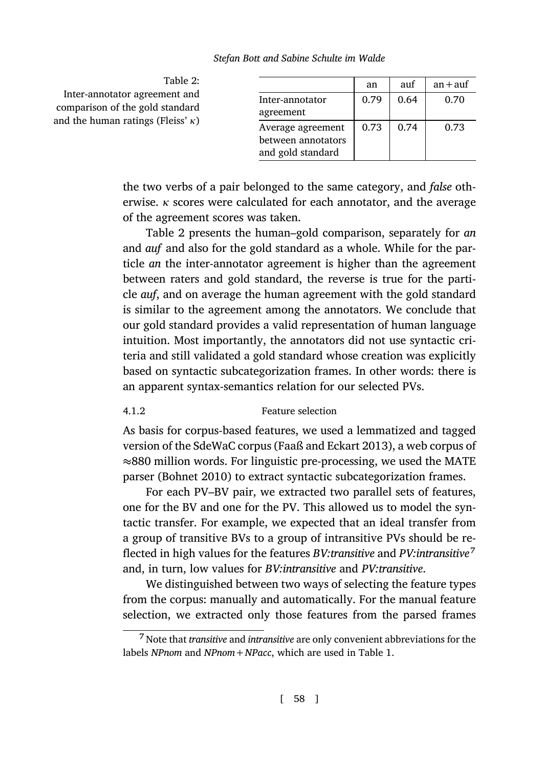Table 2: Inter-annotator agreement and comparison of the gold standard and the human ratings (Fleiss' $\kappa$)

| | an | auf | an + auf |
|---|---|---|---|
| Inter-annotator agreement | 0.79 | 0.64 | 0.70 |
| Average agreement between annotators and gold standard | 0.73 | 0.74 | 0.73 |

the two verbs of a pair belonged to the same category, and *false* otherwise. $\kappa$ scores were calculated for each annotator, and the average of the agreement scores was taken.

Table 2 presents the human–gold comparison, separately for *an* and *auf* and also for the gold standard as a whole. While for the particle *an* the inter-annotator agreement is higher than the agreement between raters and gold standard, the reverse is true for the particle *auf*, and on average the human agreement with the gold standard is similar to the agreement among the annotators. We conclude that our gold standard provides a valid representation of human language intuition. Most importantly, the annotators did not use syntactic criteria and still validated a gold standard whose creation was explicitly based on syntactic subcategorization frames. In other words: there is an apparent syntax-semantics relation for our selected PVs.

#### 4.1.2 Feature selection

As basis for corpus-based features, we used a lemmatized and tagged version of the SdeWaC corpus (Faaß and Eckart 2013), a web corpus of ≈880 million words. For linguistic pre-processing, we used the MATE parser (Bohnet 2010) to extract syntactic subcategorization frames.

For each PV–BV pair, we extracted two parallel sets of features, one for the BV and one for the PV. This allowed us to model the syntactic transfer. For example, we expected that an ideal transfer from a group of transitive BVs to a group of intransitive PVs should be reflected in high values for the features *BV:transitive* and *PV:intransitive*[7] and, in turn, low values for *BV:intransitive* and *PV:transitive*.

We distinguished between two ways of selecting the feature types from the corpus: manually and automatically. For the manual feature selection, we extracted only those features from the parsed frames

[7] Note that *transitive* and *intransitive* are only convenient abbreviations for the labels *NPnom* and *NPnom + NPacc*, which are used in Table 1.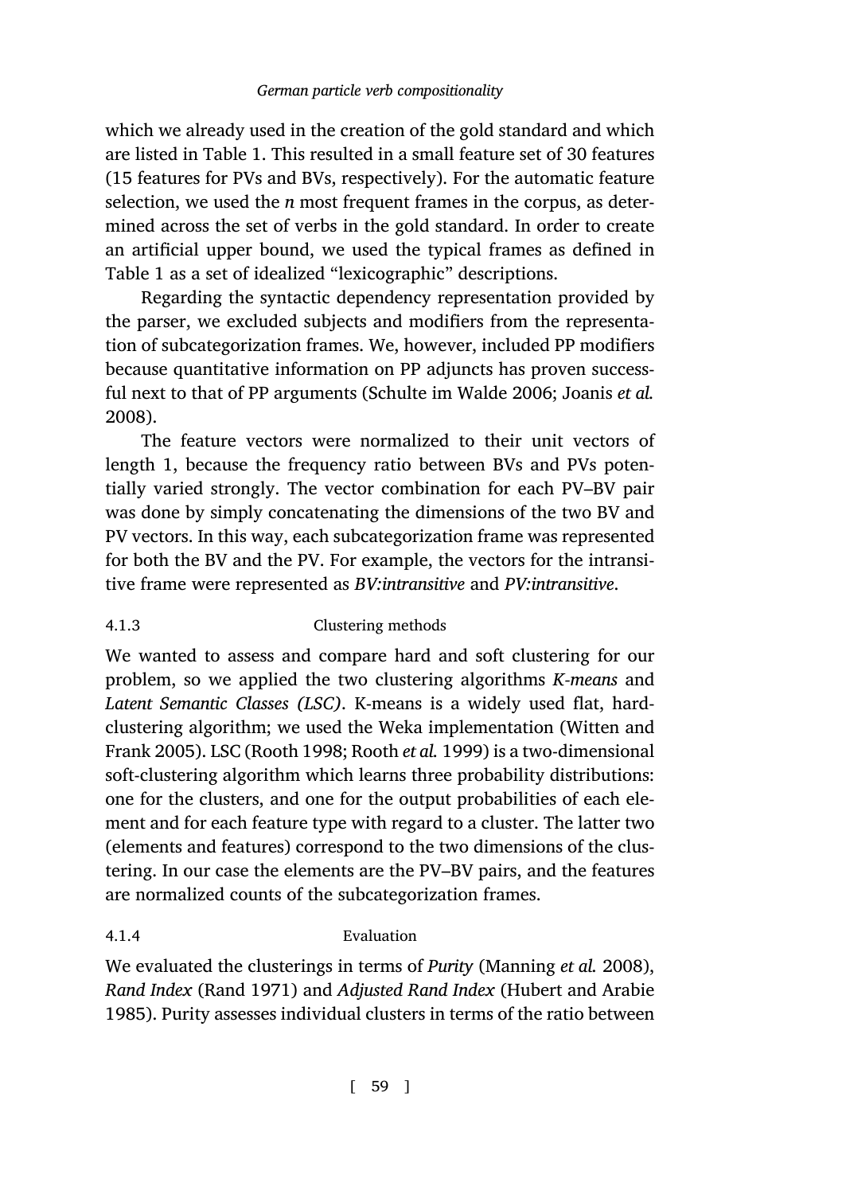which we already used in the creation of the gold standard and which are listed in Table 1. This resulted in a small feature set of 30 features (15 features for PVs and BVs, respectively). For the automatic feature selection, we used the *n* most frequent frames in the corpus, as determined across the set of verbs in the gold standard. In order to create an artificial upper bound, we used the typical frames as defined in Table 1 as a set of idealized "lexicographic" descriptions.

Regarding the syntactic dependency representation provided by the parser, we excluded subjects and modifiers from the representation of subcategorization frames. We, however, included PP modifiers because quantitative information on PP adjuncts has proven successful next to that of PP arguments (Schulte im Walde 2006; Joanis *et al.* 2008).

The feature vectors were normalized to their unit vectors of length 1, because the frequency ratio between BVs and PVs potentially varied strongly. The vector combination for each PV–BV pair was done by simply concatenating the dimensions of the two BV and PV vectors. In this way, each subcategorization frame was represented for both the BV and the PV. For example, the vectors for the intransitive frame were represented as *BV:intransitive* and *PV:intransitive*.

#### 4.1.3 Clustering methods

We wanted to assess and compare hard and soft clustering for our problem, so we applied the two clustering algorithms *K-means* and *Latent Semantic Classes (LSC)*. K-means is a widely used flat, hard-clustering algorithm; we used the Weka implementation (Witten and Frank 2005). LSC (Rooth 1998; Rooth *et al.* 1999) is a two-dimensional soft-clustering algorithm which learns three probability distributions: one for the clusters, and one for the output probabilities of each element and for each feature type with regard to a cluster. The latter two (elements and features) correspond to the two dimensions of the clustering. In our case the elements are the PV–BV pairs, and the features are normalized counts of the subcategorization frames.

#### 4.1.4 Evaluation

We evaluated the clusterings in terms of *Purity* (Manning *et al.* 2008), *Rand Index* (Rand 1971) and *Adjusted Rand Index* (Hubert and Arabie 1985). Purity assesses individual clusters in terms of the ratio between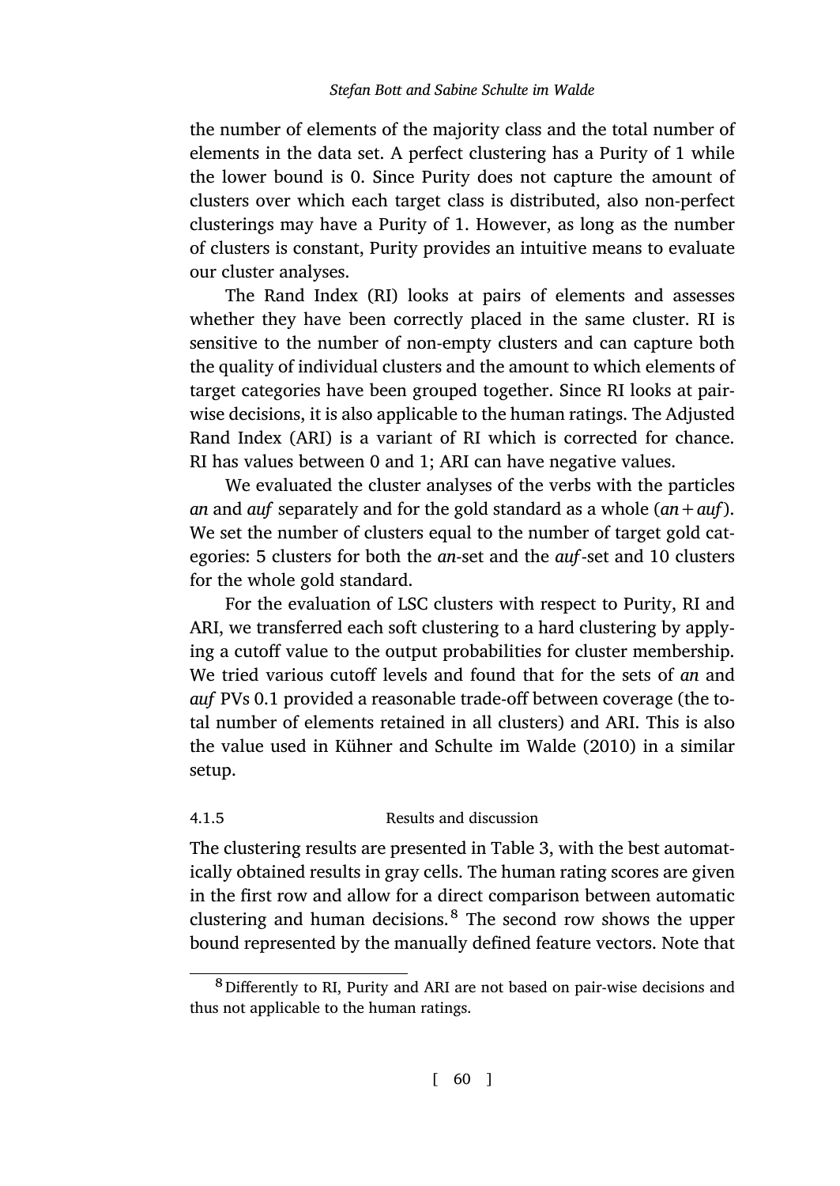the number of elements of the majority class and the total number of elements in the data set. A perfect clustering has a Purity of 1 while the lower bound is 0. Since Purity does not capture the amount of clusters over which each target class is distributed, also non-perfect clusterings may have a Purity of 1. However, as long as the number of clusters is constant, Purity provides an intuitive means to evaluate our cluster analyses.

The Rand Index (RI) looks at pairs of elements and assesses whether they have been correctly placed in the same cluster. RI is sensitive to the number of non-empty clusters and can capture both the quality of individual clusters and the amount to which elements of target categories have been grouped together. Since RI looks at pairwise decisions, it is also applicable to the human ratings. The Adjusted Rand Index (ARI) is a variant of RI which is corrected for chance. RI has values between 0 and 1; ARI can have negative values.

We evaluated the cluster analyses of the verbs with the particles *an* and *auf* separately and for the gold standard as a whole (*an* + *auf*). We set the number of clusters equal to the number of target gold categories: 5 clusters for both the *an*-set and the *auf*-set and 10 clusters for the whole gold standard.

For the evaluation of LSC clusters with respect to Purity, RI and ARI, we transferred each soft clustering to a hard clustering by applying a cutoff value to the output probabilities for cluster membership. We tried various cutoff levels and found that for the sets of *an* and *auf* PVs 0.1 provided a reasonable trade-off between coverage (the total number of elements retained in all clusters) and ARI. This is also the value used in Kühner and Schulte im Walde (2010) in a similar setup.

#### 4.1.5 Results and discussion

The clustering results are presented in Table 3, with the best automatically obtained results in gray cells. The human rating scores are given in the first row and allow for a direct comparison between automatic clustering and human decisions.[8] The second row shows the upper bound represented by the manually defined feature vectors. Note that

[8] Differently to RI, Purity and ARI are not based on pair-wise decisions and thus not applicable to the human ratings.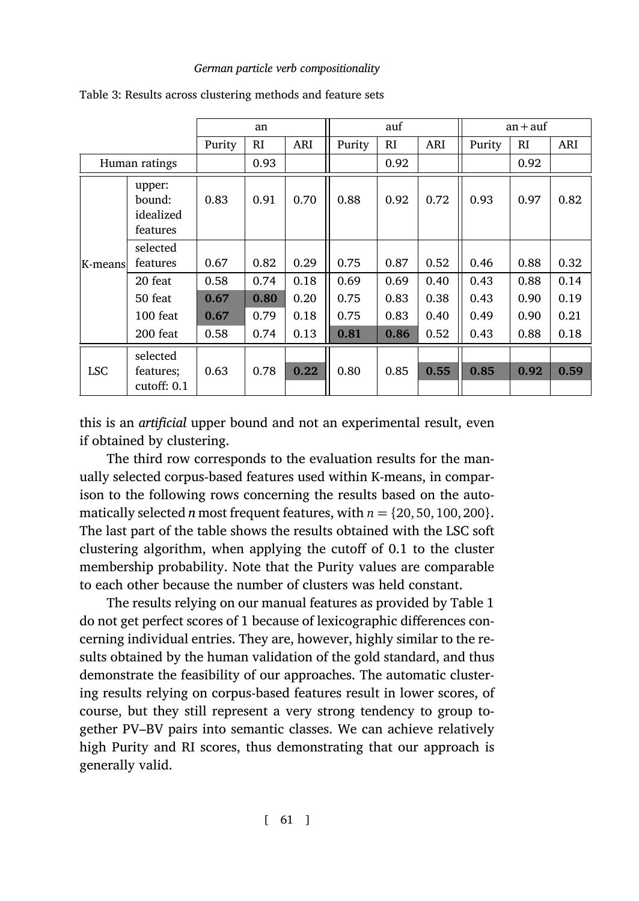Table 3: Results across clustering methods and feature sets

| | | an | | | auf | | | an + auf | | |
|---|---|---|---|---|---|---|---|---|---|---|
| | | Purity | RI | ARI | Purity | RI | ARI | Purity | RI | ARI |
| Human ratings | | | 0.93 | | | 0.92 | | | 0.92 | |
| K-means | upper: bound: idealized features | 0.83 | 0.91 | 0.70 | 0.88 | 0.92 | 0.72 | 0.93 | 0.97 | 0.82 |
| | selected features | 0.67 | 0.82 | 0.29 | 0.75 | 0.87 | 0.52 | 0.46 | 0.88 | 0.32 |
| | 20 feat | 0.58 | 0.74 | 0.18 | 0.69 | 0.69 | 0.40 | 0.43 | 0.88 | 0.14 |
| | 50 feat | **0.67** | **0.80** | 0.20 | 0.75 | 0.83 | 0.38 | 0.43 | 0.90 | 0.19 |
| | 100 feat | **0.67** | 0.79 | 0.18 | 0.75 | 0.83 | 0.40 | 0.49 | 0.90 | 0.21 |
| | 200 feat | 0.58 | 0.74 | 0.13 | **0.81** | **0.86** | 0.52 | 0.43 | 0.88 | 0.18 |
| LSC | selected features; cutoff: 0.1 | 0.63 | 0.78 | **0.22** | 0.80 | 0.85 | **0.55** | **0.85** | **0.92** | **0.59** |

this is an *artificial* upper bound and not an experimental result, even if obtained by clustering.

The third row corresponds to the evaluation results for the manually selected corpus-based features used within K-means, in comparison to the following rows concerning the results based on the automatically selected $n$ most frequent features, with $n = \{20, 50, 100, 200\}$. The last part of the table shows the results obtained with the LSC soft clustering algorithm, when applying the cutoff of 0.1 to the cluster membership probability. Note that the Purity values are comparable to each other because the number of clusters was held constant.

The results relying on our manual features as provided by Table 1 do not get perfect scores of 1 because of lexicographic differences concerning individual entries. They are, however, highly similar to the results obtained by the human validation of the gold standard, and thus demonstrate the feasibility of our approaches. The automatic clustering results relying on corpus-based features result in lower scores, of course, but they still represent a very strong tendency to group together PV–BV pairs into semantic classes. We can achieve relatively high Purity and RI scores, thus demonstrating that our approach is generally valid.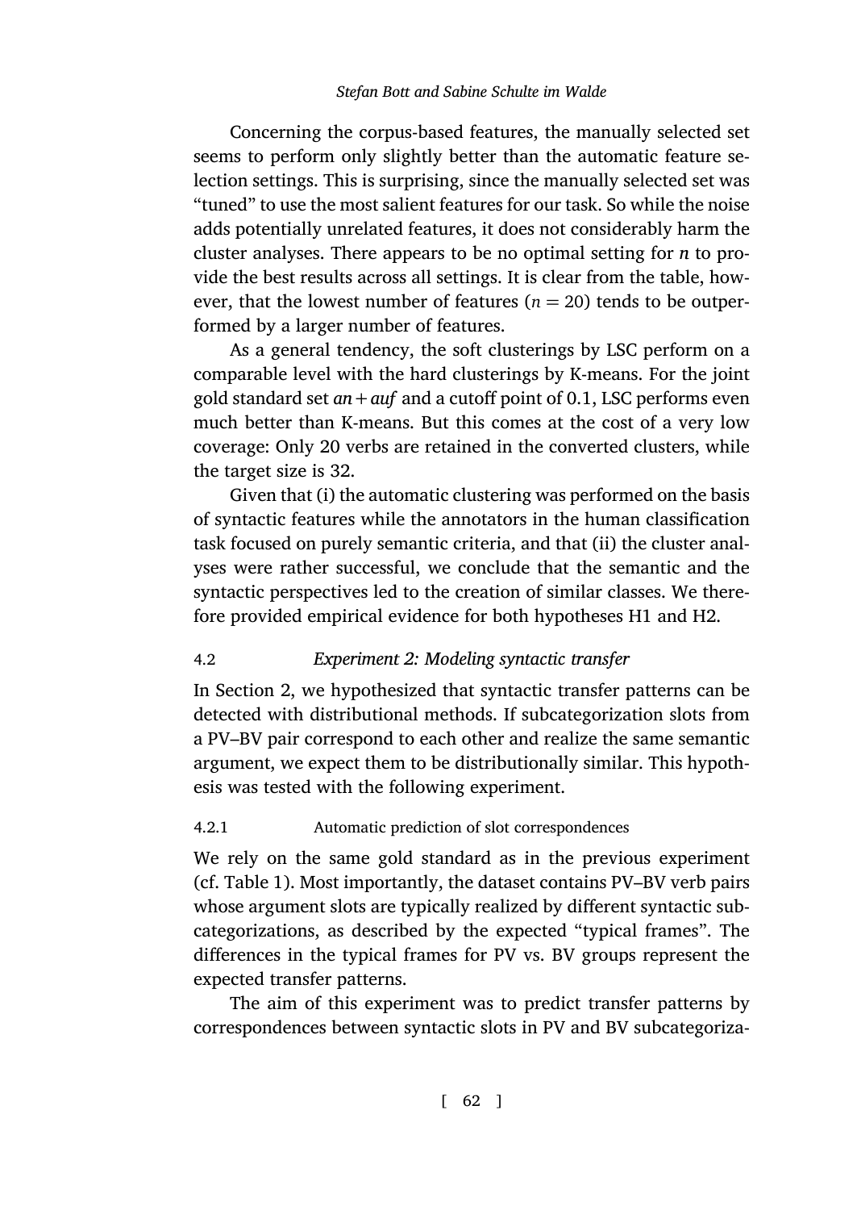Concerning the corpus-based features, the manually selected set seems to perform only slightly better than the automatic feature selection settings. This is surprising, since the manually selected set was "tuned" to use the most salient features for our task. So while the noise adds potentially unrelated features, it does not considerably harm the cluster analyses. There appears to be no optimal setting for $n$ to provide the best results across all settings. It is clear from the table, however, that the lowest number of features ($n = 20$) tends to be outperformed by a larger number of features.

As a general tendency, the soft clusterings by LSC perform on a comparable level with the hard clusterings by K-means. For the joint gold standard set *an* + *auf* and a cutoff point of 0.1, LSC performs even much better than K-means. But this comes at the cost of a very low coverage: Only 20 verbs are retained in the converted clusters, while the target size is 32.

Given that (i) the automatic clustering was performed on the basis of syntactic features while the annotators in the human classification task focused on purely semantic criteria, and that (ii) the cluster analyses were rather successful, we conclude that the semantic and the syntactic perspectives led to the creation of similar classes. We therefore provided empirical evidence for both hypotheses H1 and H2.

## 4.2 *Experiment 2: Modeling syntactic transfer*

In Section 2, we hypothesized that syntactic transfer patterns can be detected with distributional methods. If subcategorization slots from a PV–BV pair correspond to each other and realize the same semantic argument, we expect them to be distributionally similar. This hypothesis was tested with the following experiment.

### 4.2.1 Automatic prediction of slot correspondences

We rely on the same gold standard as in the previous experiment (cf. Table 1). Most importantly, the dataset contains PV–BV verb pairs whose argument slots are typically realized by different syntactic subcategorizations, as described by the expected "typical frames". The differences in the typical frames for PV vs. BV groups represent the expected transfer patterns.

The aim of this experiment was to predict transfer patterns by correspondences between syntactic slots in PV and BV subcategoriza-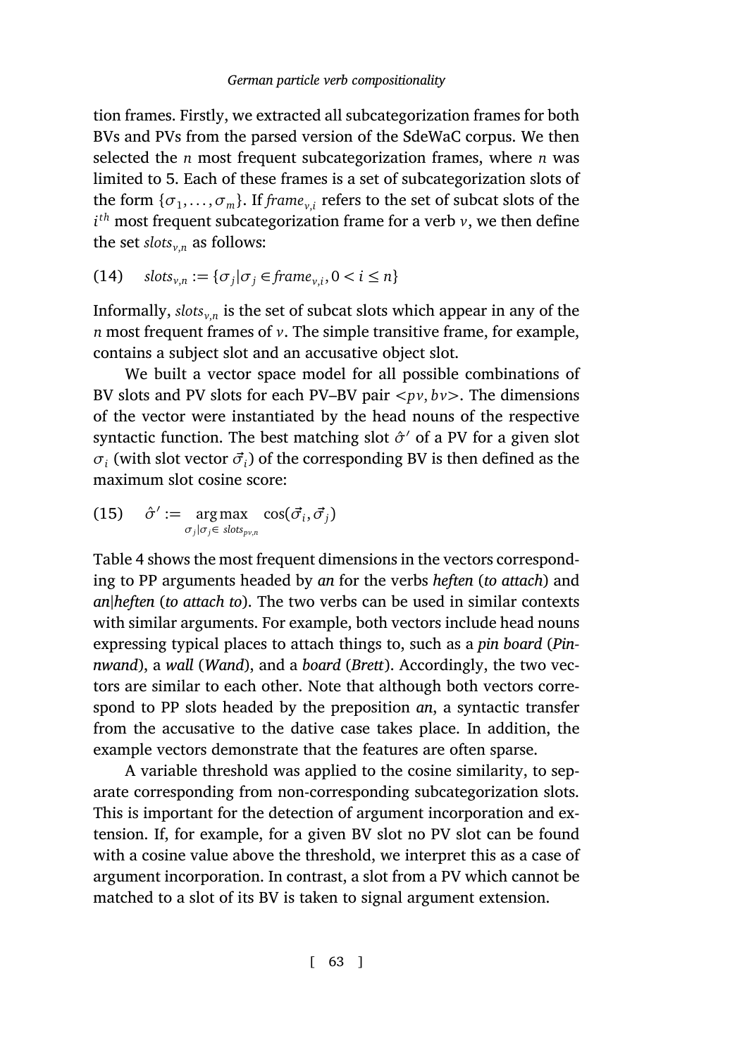tion frames. Firstly, we extracted all subcategorization frames for both BVs and PVs from the parsed version of the SdeWaC corpus. We then selected the $n$ most frequent subcategorization frames, where $n$ was limited to 5. Each of these frames is a set of subcategorization slots of the form $\{\sigma_1, \ldots, \sigma_m\}$. If $frame_{v,i}$ refers to the set of subcat slots of the $i^{th}$ most frequent subcategorization frame for a verb $v$, we then define the set $slots_{v,n}$ as follows:

(14) $$slots_{v,n} := \{\sigma_j | \sigma_j \in frame_{v,i}, 0 < i \leq n\}$$

Informally, $slots_{v,n}$ is the set of subcat slots which appear in any of the $n$ most frequent frames of $v$. The simple transitive frame, for example, contains a subject slot and an accusative object slot.

We built a vector space model for all possible combinations of BV slots and PV slots for each PV–BV pair $<pv, bv>$. The dimensions of the vector were instantiated by the head nouns of the respective syntactic function. The best matching slot $\hat{\sigma}'$ of a PV for a given slot $\sigma_i$ (with slot vector $\vec{\sigma}_i$) of the corresponding BV is then defined as the maximum slot cosine score:

(15) $$\hat{\sigma}' := \underset{\sigma_j | \sigma_j \in \, slots_{pv,n}}{\arg\max} \cos(\vec{\sigma}_i, \vec{\sigma}_j)$$

Table 4 shows the most frequent dimensions in the vectors corresponding to PP arguments headed by *an* for the verbs *heften* (*to attach*) and *an|heften* (*to attach to*). The two verbs can be used in similar contexts with similar arguments. For example, both vectors include head nouns expressing typical places to attach things to, such as a *pin board* (*Pinnwand*), a *wall* (*Wand*), and a *board* (*Brett*). Accordingly, the two vectors are similar to each other. Note that although both vectors correspond to PP slots headed by the preposition *an*, a syntactic transfer from the accusative to the dative case takes place. In addition, the example vectors demonstrate that the features are often sparse.

A variable threshold was applied to the cosine similarity, to separate corresponding from non-corresponding subcategorization slots. This is important for the detection of argument incorporation and extension. If, for example, for a given BV slot no PV slot can be found with a cosine value above the threshold, we interpret this as a case of argument incorporation. In contrast, a slot from a PV which cannot be matched to a slot of its BV is taken to signal argument extension.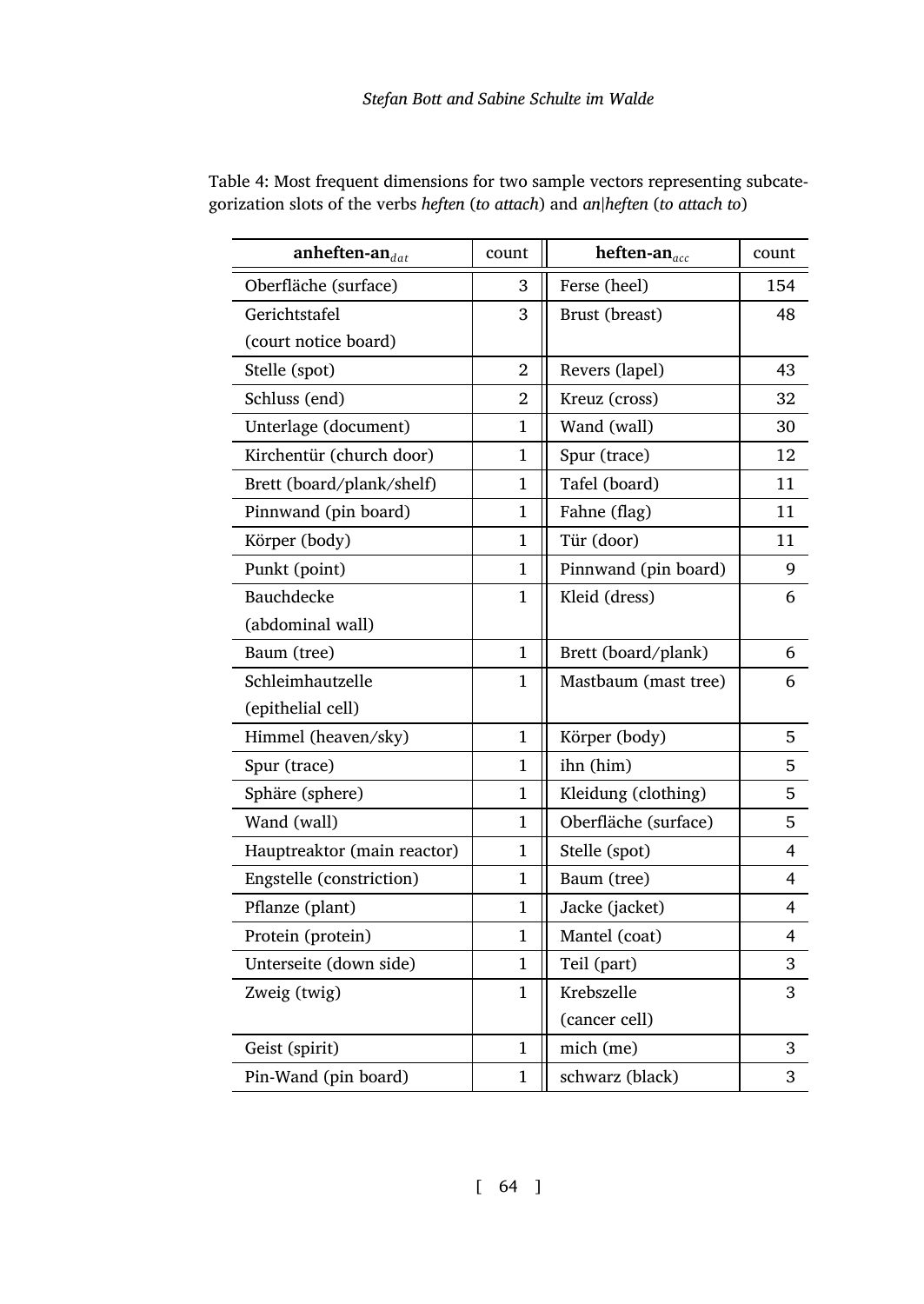Table 4: Most frequent dimensions for two sample vectors representing subcategorization slots of the verbs *heften* (*to attach*) and *an|heften* (*to attach to*)

| **anheften-an**$_{dat}$ | count | **heften-an**$_{acc}$ | count |
|---|---|---|---|
| Oberfläche (surface) | 3 | Ferse (heel) | 154 |
| Gerichtstafel (court notice board) | 3 | Brust (breast) | 48 |
| Stelle (spot) | 2 | Revers (lapel) | 43 |
| Schluss (end) | 2 | Kreuz (cross) | 32 |
| Unterlage (document) | 1 | Wand (wall) | 30 |
| Kirchentür (church door) | 1 | Spur (trace) | 12 |
| Brett (board/plank/shelf) | 1 | Tafel (board) | 11 |
| Pinnwand (pin board) | 1 | Fahne (flag) | 11 |
| Körper (body) | 1 | Tür (door) | 11 |
| Punkt (point) | 1 | Pinnwand (pin board) | 9 |
| Bauchdecke (abdominal wall) | 1 | Kleid (dress) | 6 |
| Baum (tree) | 1 | Brett (board/plank) | 6 |
| Schleimhautzelle (epithelial cell) | 1 | Mastbaum (mast tree) | 6 |
| Himmel (heaven/sky) | 1 | Körper (body) | 5 |
| Spur (trace) | 1 | ihn (him) | 5 |
| Sphäre (sphere) | 1 | Kleidung (clothing) | 5 |
| Wand (wall) | 1 | Oberfläche (surface) | 5 |
| Hauptreaktor (main reactor) | 1 | Stelle (spot) | 4 |
| Engstelle (constriction) | 1 | Baum (tree) | 4 |
| Pflanze (plant) | 1 | Jacke (jacket) | 4 |
| Protein (protein) | 1 | Mantel (coat) | 4 |
| Unterseite (down side) | 1 | Teil (part) | 3 |
| Zweig (twig) | 1 | Krebszelle (cancer cell) | 3 |
| Geist (spirit) | 1 | mich (me) | 3 |
| Pin-Wand (pin board) | 1 | schwarz (black) | 3 |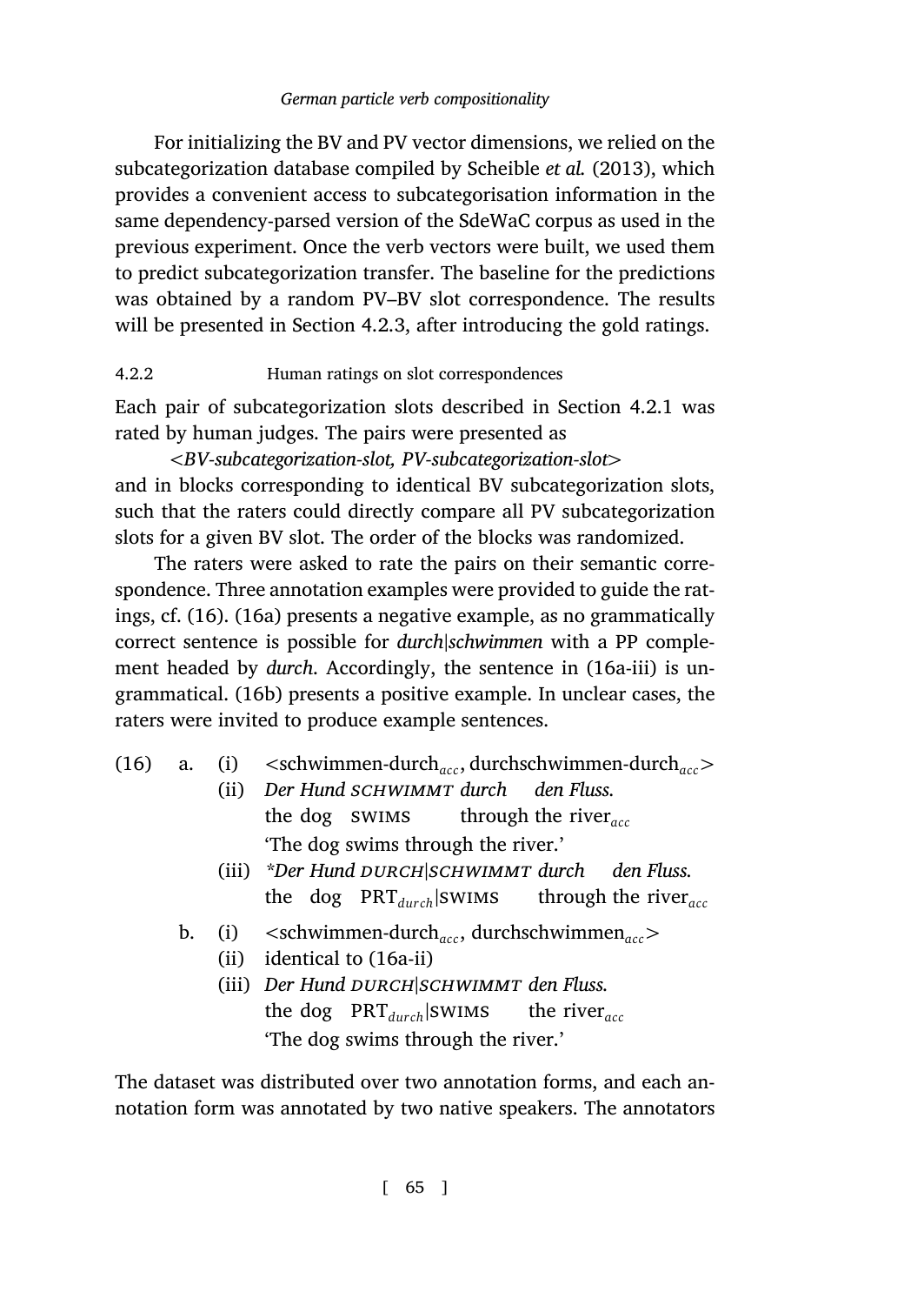For initializing the BV and PV vector dimensions, we relied on the subcategorization database compiled by Scheible *et al.* (2013), which provides a convenient access to subcategorisation information in the same dependency-parsed version of the SdeWaC corpus as used in the previous experiment. Once the verb vectors were built, we used them to predict subcategorization transfer. The baseline for the predictions was obtained by a random PV–BV slot correspondence. The results will be presented in Section 4.2.3, after introducing the gold ratings.

### 4.2.2 Human ratings on slot correspondences

Each pair of subcategorization slots described in Section 4.2.1 was rated by human judges. The pairs were presented as

*<BV-subcategorization-slot, PV-subcategorization-slot>*

and in blocks corresponding to identical BV subcategorization slots, such that the raters could directly compare all PV subcategorization slots for a given BV slot. The order of the blocks was randomized.

The raters were asked to rate the pairs on their semantic correspondence. Three annotation examples were provided to guide the ratings, cf. (16). (16a) presents a negative example, as no grammatically correct sentence is possible for *durch|schwimmen* with a PP complement headed by *durch*. Accordingly, the sentence in (16a-iii) is ungrammatical. (16b) presents a positive example. In unclear cases, the raters were invited to produce example sentences.

(16) a. (i) <schwimmen-durch$_{acc}$, durchschwimmen-durch$_{acc}$>
  (ii) *Der Hund SCHWIMMT durch den Fluss.*
  the dog SWIMS through the river$_{acc}$
  'The dog swims through the river.'
  (iii) **Der Hund DURCH|SCHWIMMT durch den Fluss.*
  the dog PRT$_{durch}$|SWIMS through the river$_{acc}$

b. (i) <schwimmen-durch$_{acc}$, durchschwimmen$_{acc}$>
  (ii) identical to (16a-ii)
  (iii) *Der Hund DURCH|SCHWIMMT den Fluss.*
  the dog PRT$_{durch}$|SWIMS the river$_{acc}$
  'The dog swims through the river.'

The dataset was distributed over two annotation forms, and each annotation form was annotated by two native speakers. The annotators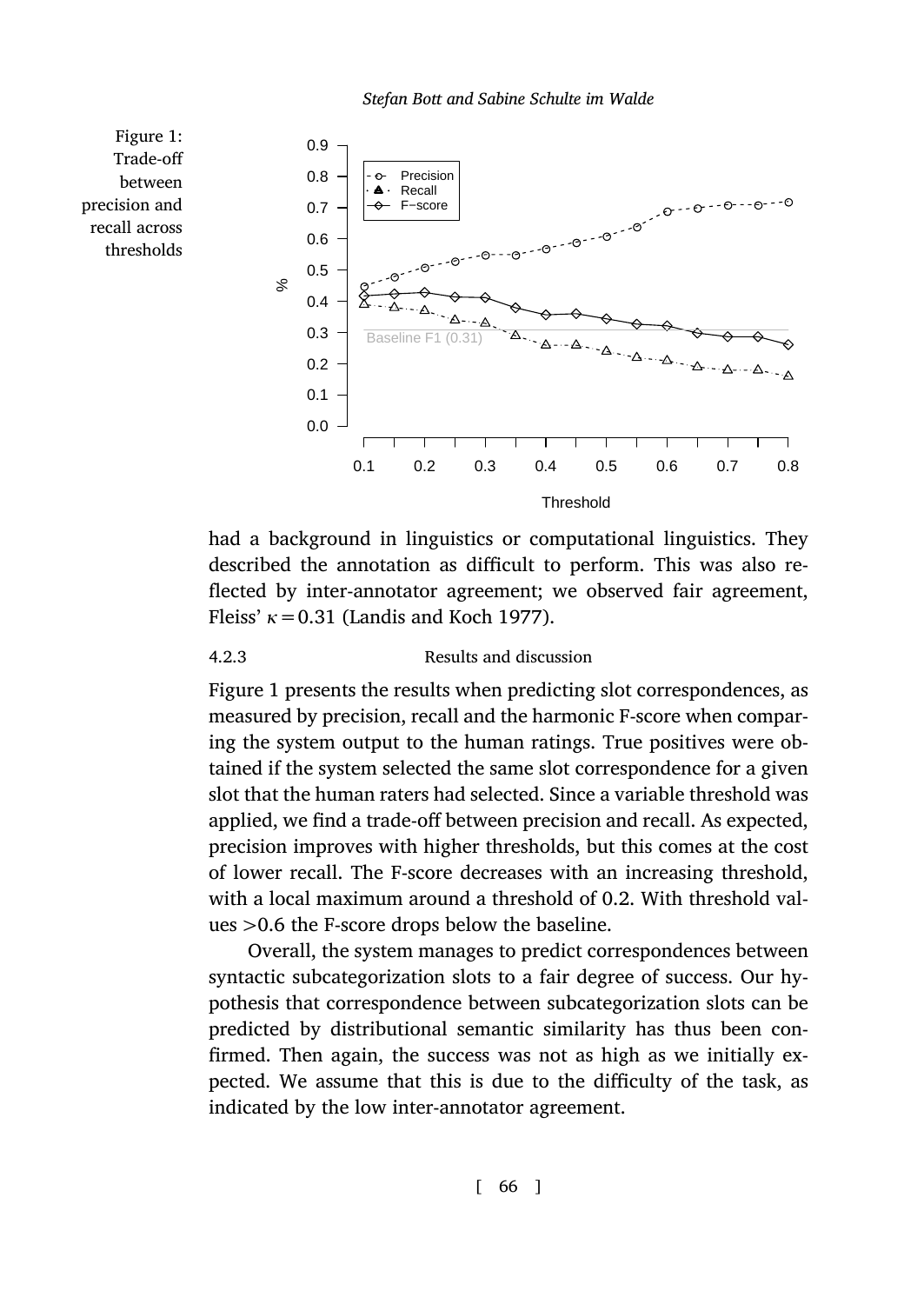Figure 1: Trade-off between precision and recall across thresholds

had a background in linguistics or computational linguistics. They described the annotation as difficult to perform. This was also reflected by inter-annotator agreement; we observed fair agreement, Fleiss' $\kappa = 0.31$ (Landis and Koch 1977).

### 4.2.3 Results and discussion

Figure 1 presents the results when predicting slot correspondences, as measured by precision, recall and the harmonic F-score when comparing the system output to the human ratings. True positives were obtained if the system selected the same slot correspondence for a given slot that the human raters had selected. Since a variable threshold was applied, we find a trade-off between precision and recall. As expected, precision improves with higher thresholds, but this comes at the cost of lower recall. The F-score decreases with an increasing threshold, with a local maximum around a threshold of 0.2. With threshold values >0.6 the F-score drops below the baseline.

Overall, the system manages to predict correspondences between syntactic subcategorization slots to a fair degree of success. Our hypothesis that correspondence between subcategorization slots can be predicted by distributional semantic similarity has thus been confirmed. Then again, the success was not as high as we initially expected. We assume that this is due to the difficulty of the task, as indicated by the low inter-annotator agreement.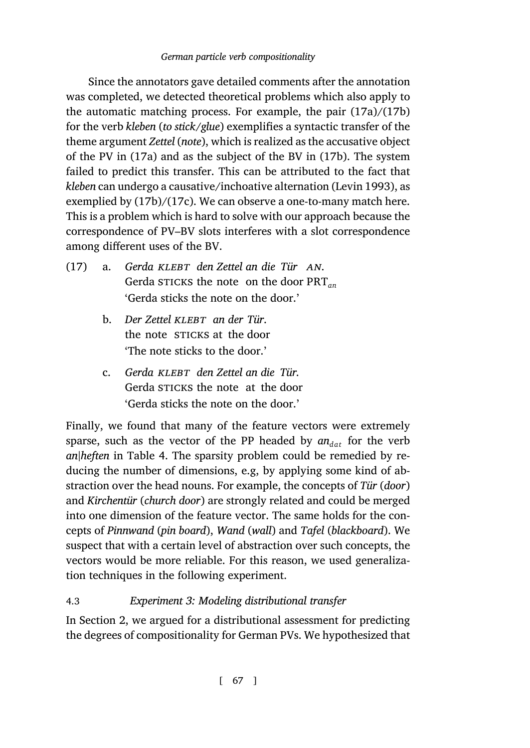Since the annotators gave detailed comments after the annotation was completed, we detected theoretical problems which also apply to the automatic matching process. For example, the pair (17a)/(17b) for the verb *kleben* (*to stick/glue*) exemplifies a syntactic transfer of the theme argument *Zettel* (*note*), which is realized as the accusative object of the PV in (17a) and as the subject of the BV in (17b). The system failed to predict this transfer. This can be attributed to the fact that *kleben* can undergo a causative/inchoative alternation (Levin 1993), as exemplified by (17b)/(17c). We can observe a one-to-many match here. This is a problem which is hard to solve with our approach because the correspondence of PV–BV slots interferes with a slot correspondence among different uses of the BV.

(17) a. *Gerda KLEBT den Zettel an die Tür AN.*
Gerda STICKS the note on the door $\text{PRT}_{an}$
'Gerda sticks the note on the door.'

b. *Der Zettel KLEBT an der Tür.*
the note STICKS at the door
'The note sticks to the door.'

c. *Gerda KLEBT den Zettel an die Tür.*
Gerda STICKS the note at the door
'Gerda sticks the note on the door.'

Finally, we found that many of the feature vectors were extremely sparse, such as the vector of the PP headed by $an_{dat}$ for the verb *an|heften* in Table 4. The sparsity problem could be remedied by reducing the number of dimensions, e.g, by applying some kind of abstraction over the head nouns. For example, the concepts of *Tür* (*door*) and *Kirchentür* (*church door*) are strongly related and could be merged into one dimension of the feature vector. The same holds for the concepts of *Pinnwand* (*pin board*), *Wand* (*wall*) and *Tafel* (*blackboard*). We suspect that with a certain level of abstraction over such concepts, the vectors would be more reliable. For this reason, we used generalization techniques in the following experiment.

### 4.3 *Experiment 3: Modeling distributional transfer*

In Section 2, we argued for a distributional assessment for predicting the degrees of compositionality for German PVs. We hypothesized that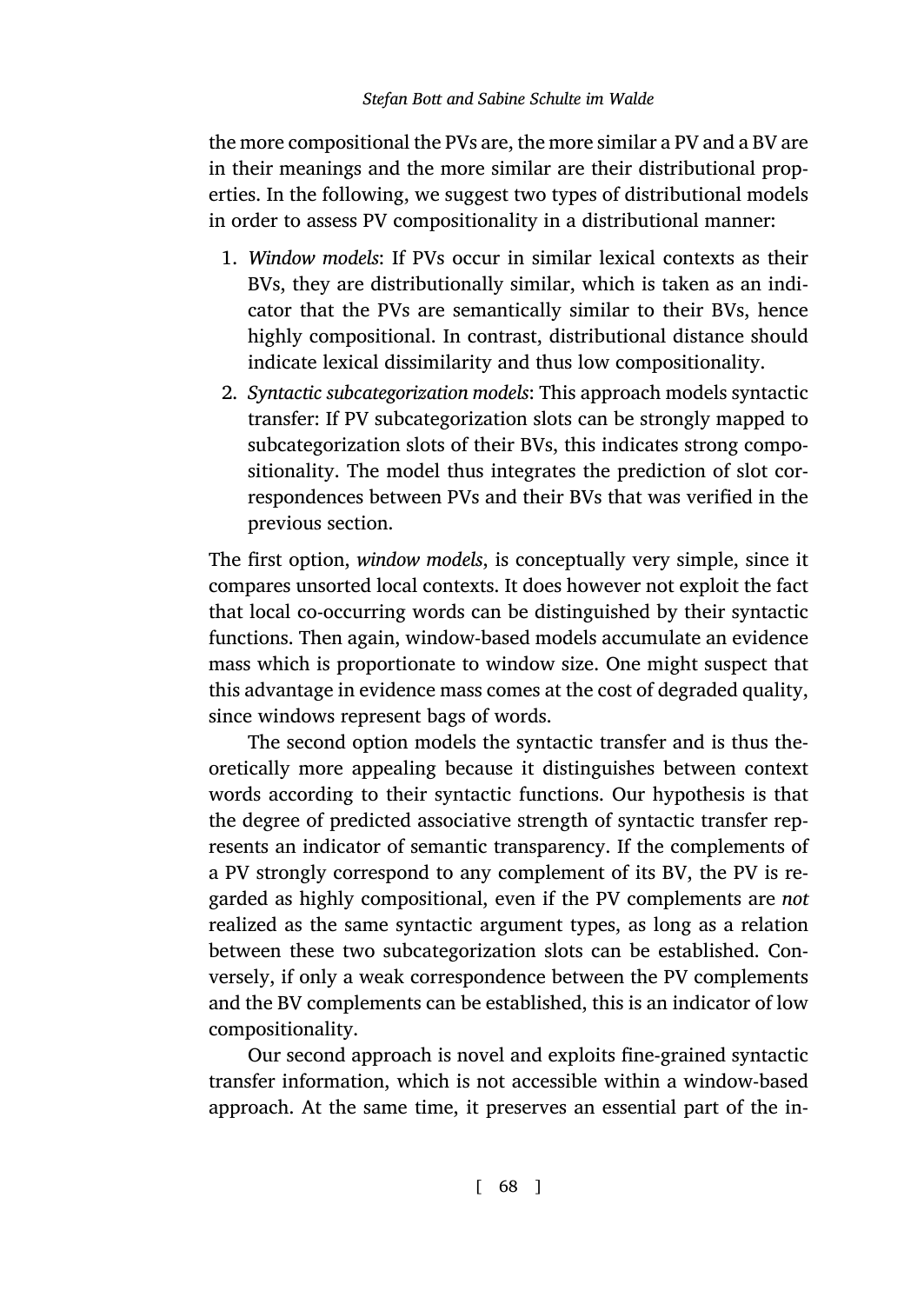the more compositional the PVs are, the more similar a PV and a BV are in their meanings and the more similar are their distributional properties. In the following, we suggest two types of distributional models in order to assess PV compositionality in a distributional manner:

1. *Window models*: If PVs occur in similar lexical contexts as their BVs, they are distributionally similar, which is taken as an indicator that the PVs are semantically similar to their BVs, hence highly compositional. In contrast, distributional distance should indicate lexical dissimilarity and thus low compositionality.
2. *Syntactic subcategorization models*: This approach models syntactic transfer: If PV subcategorization slots can be strongly mapped to subcategorization slots of their BVs, this indicates strong compositionality. The model thus integrates the prediction of slot correspondences between PVs and their BVs that was verified in the previous section.

The first option, *window models*, is conceptually very simple, since it compares unsorted local contexts. It does however not exploit the fact that local co-occurring words can be distinguished by their syntactic functions. Then again, window-based models accumulate an evidence mass which is proportionate to window size. One might suspect that this advantage in evidence mass comes at the cost of degraded quality, since windows represent bags of words.

The second option models the syntactic transfer and is thus theoretically more appealing because it distinguishes between context words according to their syntactic functions. Our hypothesis is that the degree of predicted associative strength of syntactic transfer represents an indicator of semantic transparency. If the complements of a PV strongly correspond to any complement of its BV, the PV is regarded as highly compositional, even if the PV complements are *not* realized as the same syntactic argument types, as long as a relation between these two subcategorization slots can be established. Conversely, if only a weak correspondence between the PV complements and the BV complements can be established, this is an indicator of low compositionality.

Our second approach is novel and exploits fine-grained syntactic transfer information, which is not accessible within a window-based approach. At the same time, it preserves an essential part of the in-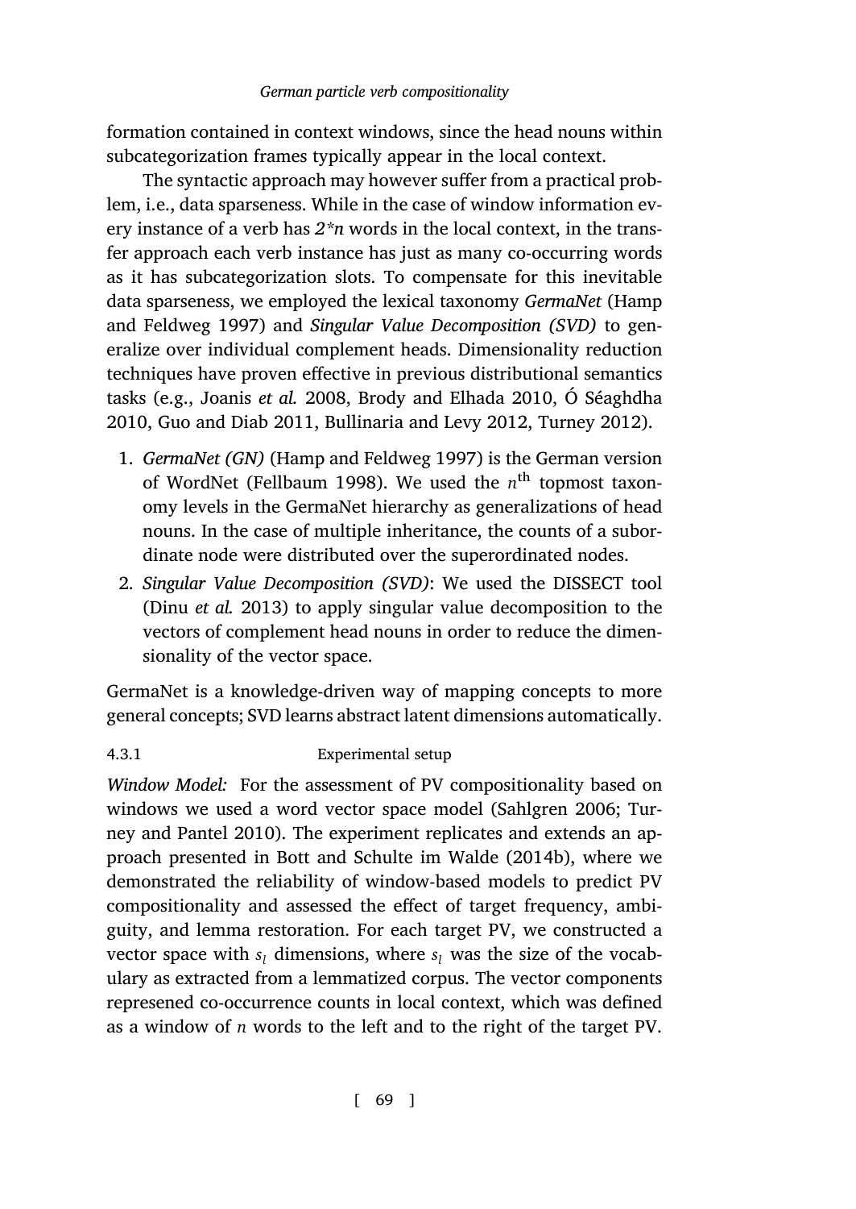formation contained in context windows, since the head nouns within subcategorization frames typically appear in the local context.

The syntactic approach may however suffer from a practical problem, i.e., data sparseness. While in the case of window information every instance of a verb has *2\*n* words in the local context, in the transfer approach each verb instance has just as many co-occurring words as it has subcategorization slots. To compensate for this inevitable data sparseness, we employed the lexical taxonomy *GermaNet* (Hamp and Feldweg 1997) and *Singular Value Decomposition (SVD)* to generalize over individual complement heads. Dimensionality reduction techniques have proven effective in previous distributional semantics tasks (e.g., Joanis *et al.* 2008, Brody and Elhada 2010, Ó Séaghdha 2010, Guo and Diab 2011, Bullinaria and Levy 2012, Turney 2012).

1. *GermaNet (GN)* (Hamp and Feldweg 1997) is the German version of WordNet (Fellbaum 1998). We used the $n^{\text{th}}$ topmost taxonomy levels in the GermaNet hierarchy as generalizations of head nouns. In the case of multiple inheritance, the counts of a subordinate node were distributed over the superordinated nodes.
2. *Singular Value Decomposition (SVD)*: We used the DISSECT tool (Dinu *et al.* 2013) to apply singular value decomposition to the vectors of complement head nouns in order to reduce the dimensionality of the vector space.

GermaNet is a knowledge-driven way of mapping concepts to more general concepts; SVD learns abstract latent dimensions automatically.

#### 4.3.1 Experimental setup

*Window Model:* For the assessment of PV compositionality based on windows we used a word vector space model (Sahlgren 2006; Turney and Pantel 2010). The experiment replicates and extends an approach presented in Bott and Schulte im Walde (2014b), where we demonstrated the reliability of window-based models to predict PV compositionality and assessed the effect of target frequency, ambiguity, and lemma restoration. For each target PV, we constructed a vector space with $s_l$ dimensions, where $s_l$ was the size of the vocabulary as extracted from a lemmatized corpus. The vector components represened co-occurrence counts in local context, which was defined as a window of $n$ words to the left and to the right of the target PV.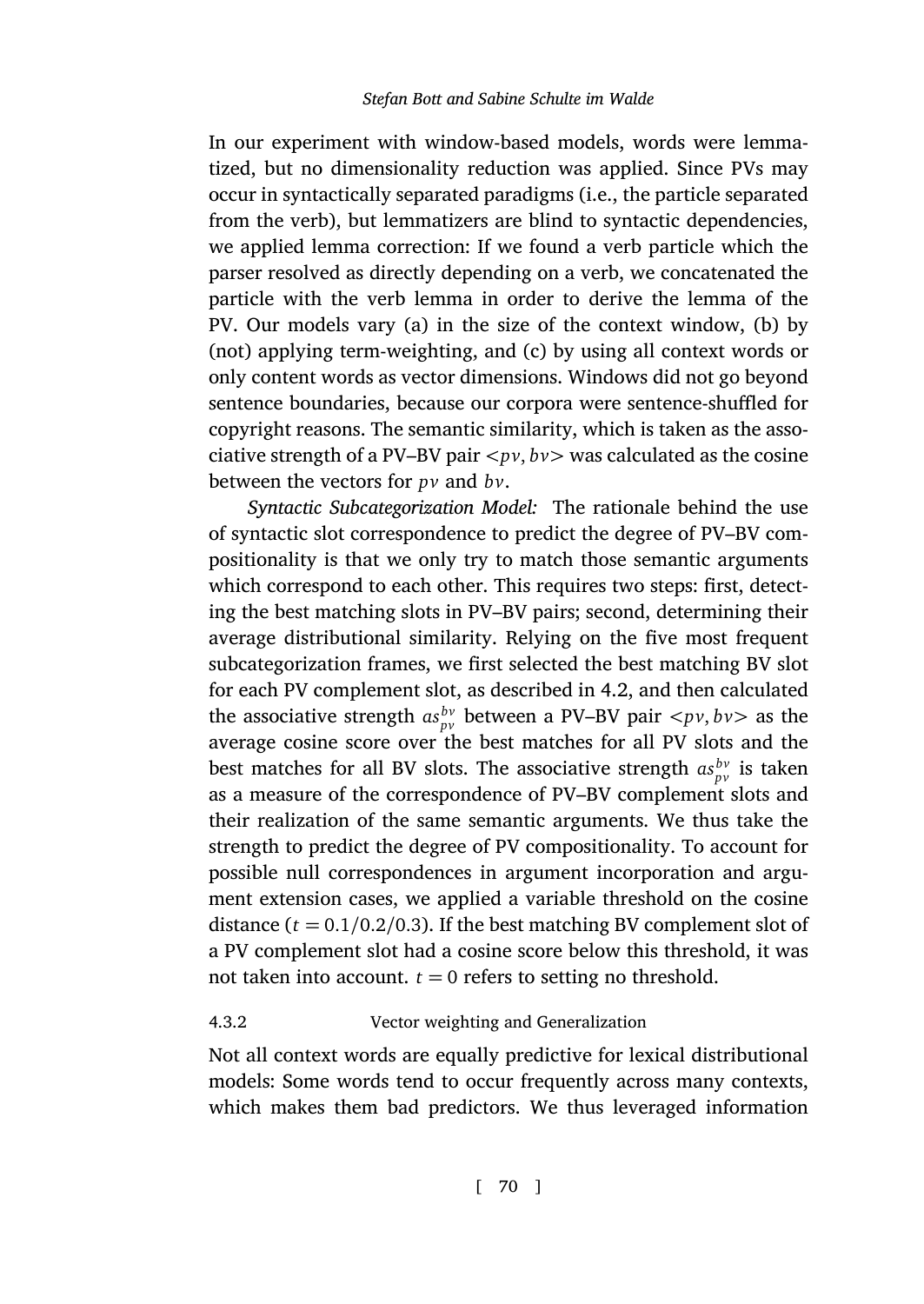In our experiment with window-based models, words were lemmatized, but no dimensionality reduction was applied. Since PVs may occur in syntactically separated paradigms (i.e., the particle separated from the verb), but lemmatizers are blind to syntactic dependencies, we applied lemma correction: If we found a verb particle which the parser resolved as directly depending on a verb, we concatenated the particle with the verb lemma in order to derive the lemma of the PV. Our models vary (a) in the size of the context window, (b) by (not) applying term-weighting, and (c) by using all context words or only content words as vector dimensions. Windows did not go beyond sentence boundaries, because our corpora were sentence-shuffled for copyright reasons. The semantic similarity, which is taken as the associative strength of a PV–BV pair $<pv, bv>$ was calculated as the cosine between the vectors for $pv$ and $bv$.

*Syntactic Subcategorization Model:* The rationale behind the use of syntactic slot correspondence to predict the degree of PV–BV compositionality is that we only try to match those semantic arguments which correspond to each other. This requires two steps: first, detecting the best matching slots in PV–BV pairs; second, determining their average distributional similarity. Relying on the five most frequent subcategorization frames, we first selected the best matching BV slot for each PV complement slot, as described in 4.2, and then calculated the associative strength $as_{pv}^{bv}$ between a PV–BV pair $<pv, bv>$ as the average cosine score over the best matches for all PV slots and the best matches for all BV slots. The associative strength $as_{pv}^{bv}$ is taken as a measure of the correspondence of PV–BV complement slots and their realization of the same semantic arguments. We thus take the strength to predict the degree of PV compositionality. To account for possible null correspondences in argument incorporation and argument extension cases, we applied a variable threshold on the cosine distance ($t = 0.1/0.2/0.3$). If the best matching BV complement slot of a PV complement slot had a cosine score below this threshold, it was not taken into account. $t = 0$ refers to setting no threshold.

#### 4.3.2 Vector weighting and Generalization

Not all context words are equally predictive for lexical distributional models: Some words tend to occur frequently across many contexts, which makes them bad predictors. We thus leveraged information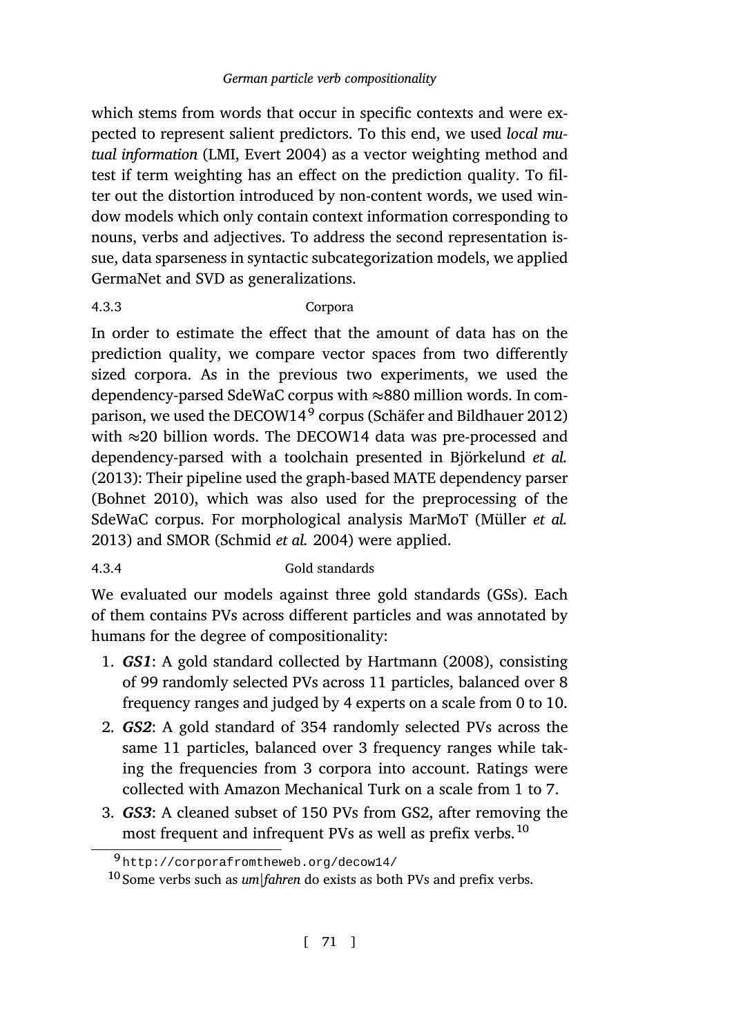which stems from words that occur in specific contexts and were expected to represent salient predictors. To this end, we used *local mutual information* (LMI, Evert 2004) as a vector weighting method and test if term weighting has an effect on the prediction quality. To filter out the distortion introduced by non-content words, we used window models which only contain context information corresponding to nouns, verbs and adjectives. To address the second representation issue, data sparseness in syntactic subcategorization models, we applied GermaNet and SVD as generalizations.

#### 4.3.3 Corpora

In order to estimate the effect that the amount of data has on the prediction quality, we compare vector spaces from two differently sized corpora. As in the previous two experiments, we used the dependency-parsed SdeWaC corpus with ≈880 million words. In comparison, we used the DECOW14[9] corpus (Schäfer and Bildhauer 2012) with ≈20 billion words. The DECOW14 data was pre-processed and dependency-parsed with a toolchain presented in Björkelund *et al.* (2013): Their pipeline used the graph-based MATE dependency parser (Bohnet 2010), which was also used for the preprocessing of the SdeWaC corpus. For morphological analysis MarMoT (Müller *et al.* 2013) and SMOR (Schmid *et al.* 2004) were applied.

#### 4.3.4 Gold standards

We evaluated our models against three gold standards (GSs). Each of them contains PVs across different particles and was annotated by humans for the degree of compositionality:

1. ***GS1***: A gold standard collected by Hartmann (2008), consisting of 99 randomly selected PVs across 11 particles, balanced over 8 frequency ranges and judged by 4 experts on a scale from 0 to 10.
2. ***GS2***: A gold standard of 354 randomly selected PVs across the same 11 particles, balanced over 3 frequency ranges while taking the frequencies from 3 corpora into account. Ratings were collected with Amazon Mechanical Turk on a scale from 1 to 7.
3. ***GS3***: A cleaned subset of 150 PVs from GS2, after removing the most frequent and infrequent PVs as well as prefix verbs.[10]

---

[9] http://corporafromtheweb.org/decow14/

[10] Some verbs such as *um|fahren* do exists as both PVs and prefix verbs.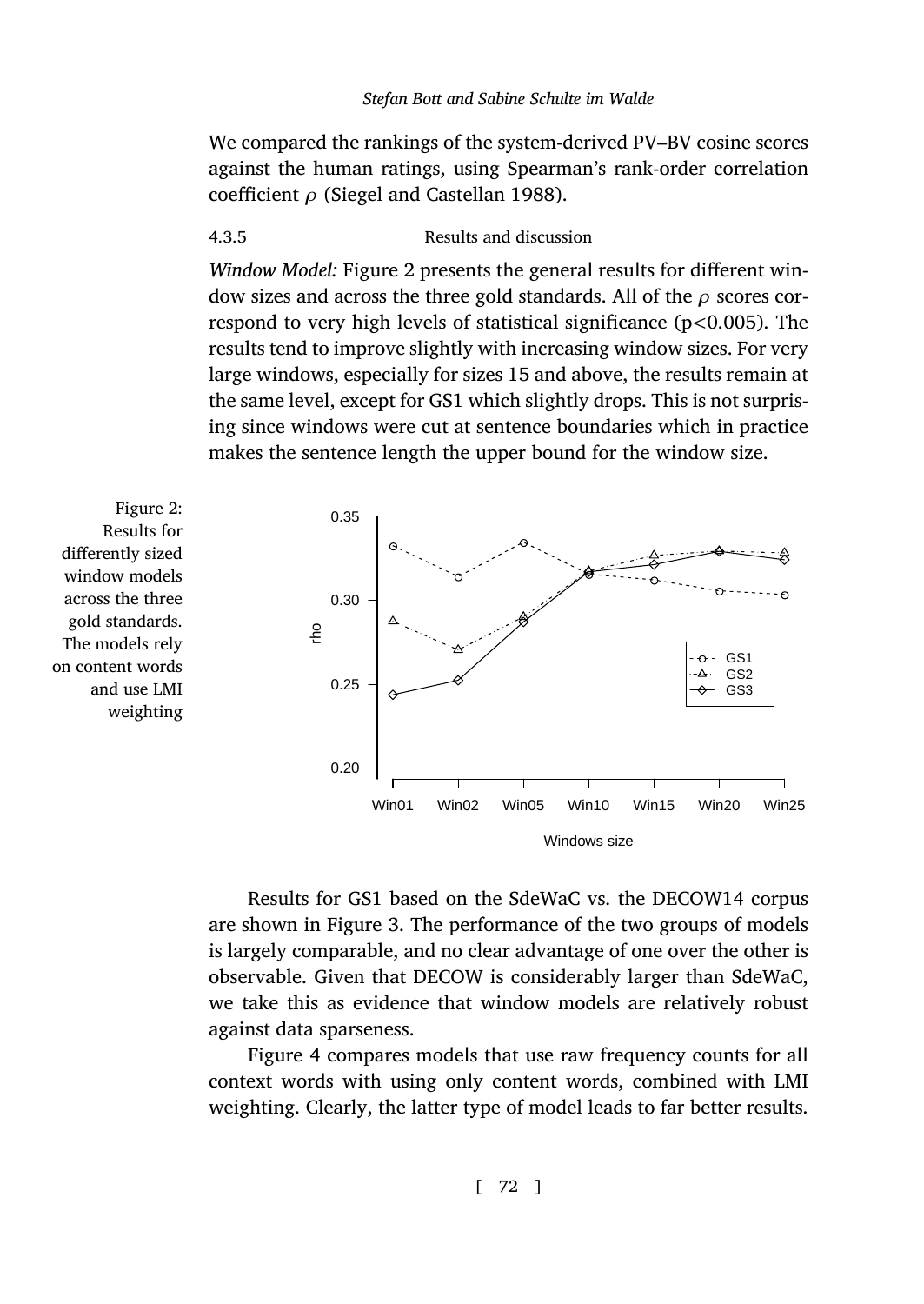We compared the rankings of the system-derived PV–BV cosine scores against the human ratings, using Spearman's rank-order correlation coefficient $\rho$ (Siegel and Castellan 1988).

#### 4.3.5 Results and discussion

*Window Model:* Figure 2 presents the general results for different window sizes and across the three gold standards. All of the $\rho$ scores correspond to very high levels of statistical significance ($p<0.005$). The results tend to improve slightly with increasing window sizes. For very large windows, especially for sizes 15 and above, the results remain at the same level, except for GS1 which slightly drops. This is not surprising since windows were cut at sentence boundaries which in practice makes the sentence length the upper bound for the window size.

Figure 2: Results for differently sized window models across the three gold standards. The models rely on content words and use LMI weighting

Results for GS1 based on the SdeWaC vs. the DECOW14 corpus are shown in Figure 3. The performance of the two groups of models is largely comparable, and no clear advantage of one over the other is observable. Given that DECOW is considerably larger than SdeWaC, we take this as evidence that window models are relatively robust against data sparseness.

Figure 4 compares models that use raw frequency counts for all context words with using only content words, combined with LMI weighting. Clearly, the latter type of model leads to far better results.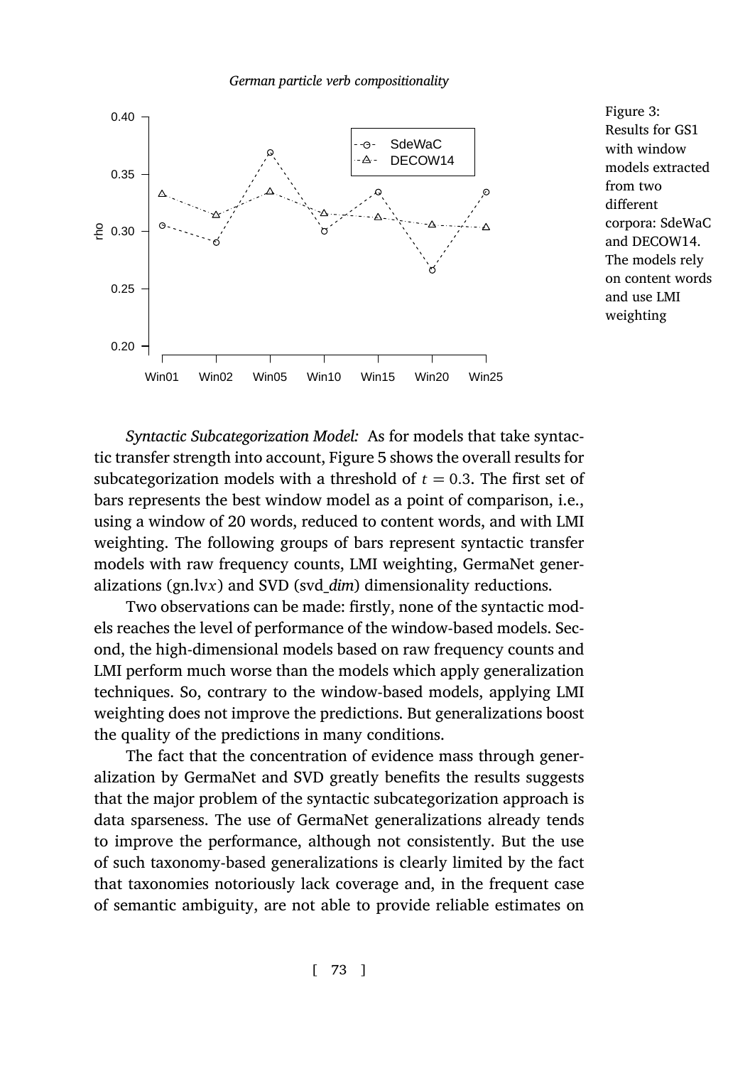Figure 3: Results for GS1 with window models extracted from two different corpora: SdeWaC and DECOW14. The models rely on content words and use LMI weighting

*Syntactic Subcategorization Model:* As for models that take syntactic transfer strength into account, Figure 5 shows the overall results for subcategorization models with a threshold of $t = 0.3$. The first set of bars represents the best window model as a point of comparison, i.e., using a window of 20 words, reduced to content words, and with LMI weighting. The following groups of bars represent syntactic transfer models with raw frequency counts, LMI weighting, GermaNet generalizations (gn.lv$x$) and SVD (svd_*dim*) dimensionality reductions.

Two observations can be made: firstly, none of the syntactic models reaches the level of performance of the window-based models. Second, the high-dimensional models based on raw frequency counts and LMI perform much worse than the models which apply generalization techniques. So, contrary to the window-based models, applying LMI weighting does not improve the predictions. But generalizations boost the quality of the predictions in many conditions.

The fact that the concentration of evidence mass through generalization by GermaNet and SVD greatly benefits the results suggests that the major problem of the syntactic subcategorization approach is data sparseness. The use of GermaNet generalizations already tends to improve the performance, although not consistently. But the use of such taxonomy-based generalizations is clearly limited by the fact that taxonomies notoriously lack coverage and, in the frequent case of semantic ambiguity, are not able to provide reliable estimates on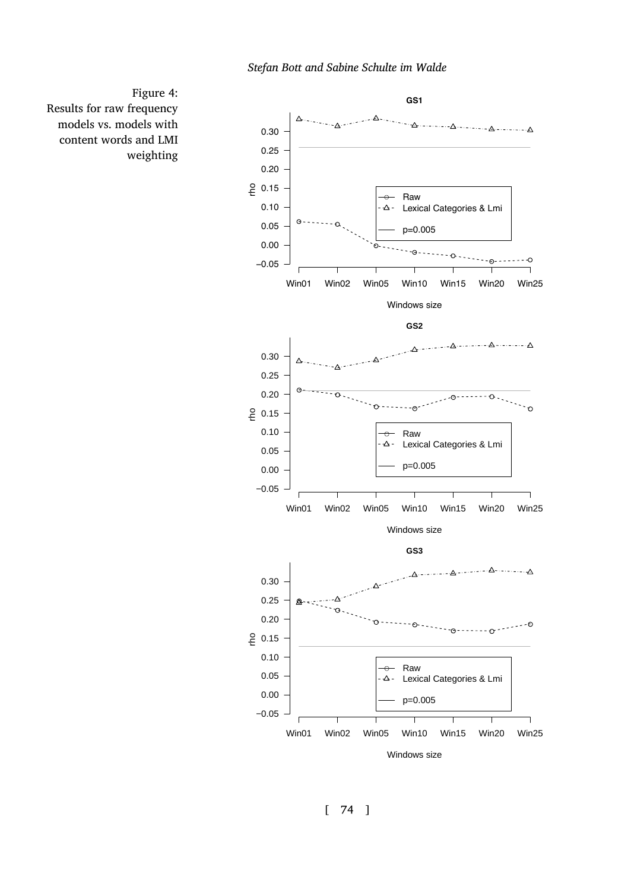Figure 4: Results for raw frequency models vs. models with content words and LMI weighting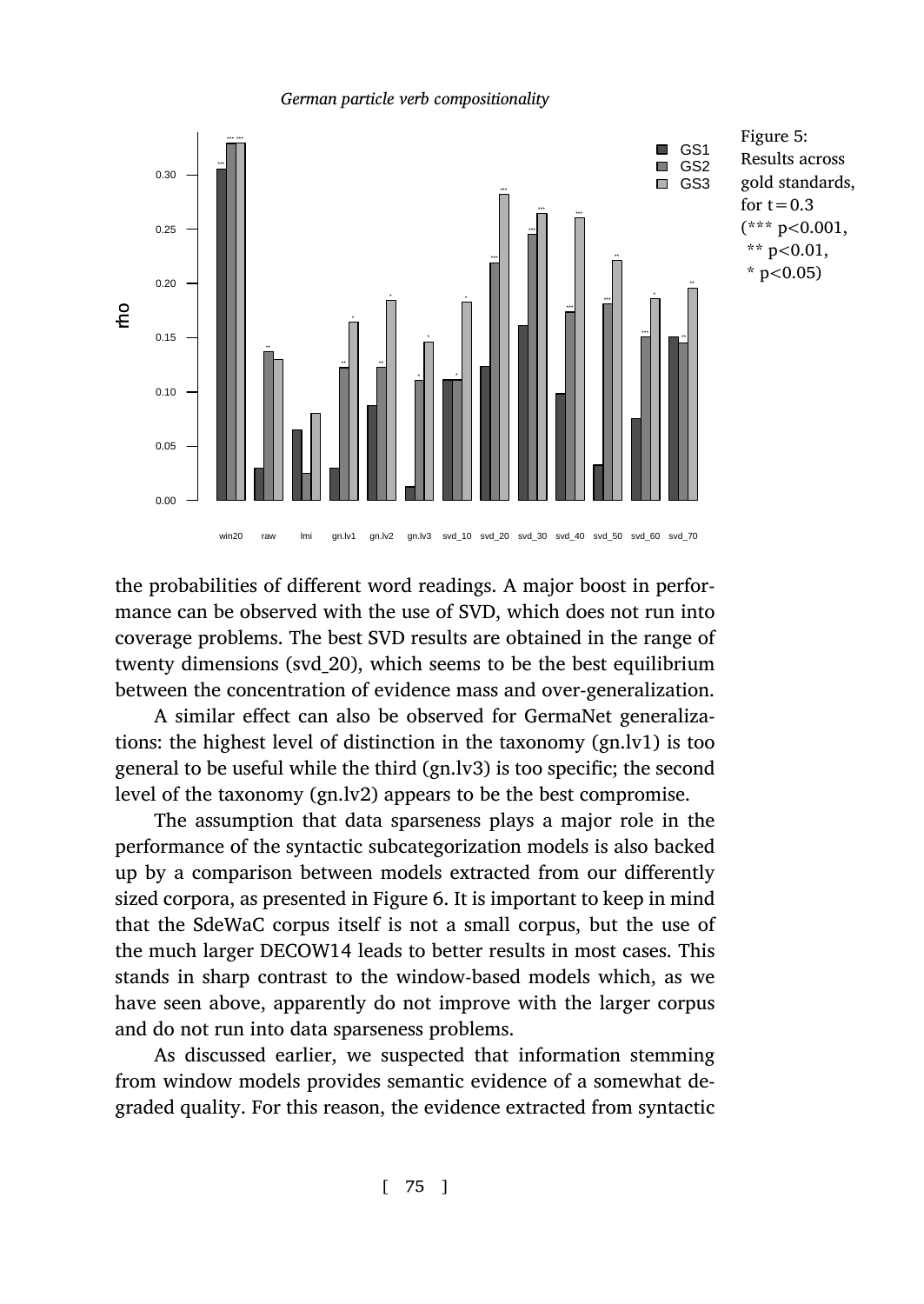Figure 5: Results across gold standards, for $t = 0.3$ (*** $p < 0.001$, ** $p < 0.01$, * $p < 0.05$)

the probabilities of different word readings. A major boost in performance can be observed with the use of SVD, which does not run into coverage problems. The best SVD results are obtained in the range of twenty dimensions (svd_20), which seems to be the best equilibrium between the concentration of evidence mass and over-generalization.

A similar effect can also be observed for GermaNet generalizations: the highest level of distinction in the taxonomy (gn.lv1) is too general to be useful while the third (gn.lv3) is too specific; the second level of the taxonomy (gn.lv2) appears to be the best compromise.

The assumption that data sparseness plays a major role in the performance of the syntactic subcategorization models is also backed up by a comparison between models extracted from our differently sized corpora, as presented in Figure 6. It is important to keep in mind that the SdeWaC corpus itself is not a small corpus, but the use of the much larger DECOW14 leads to better results in most cases. This stands in sharp contrast to the window-based models which, as we have seen above, apparently do not improve with the larger corpus and do not run into data sparseness problems.

As discussed earlier, we suspected that information stemming from window models provides semantic evidence of a somewhat degraded quality. For this reason, the evidence extracted from syntactic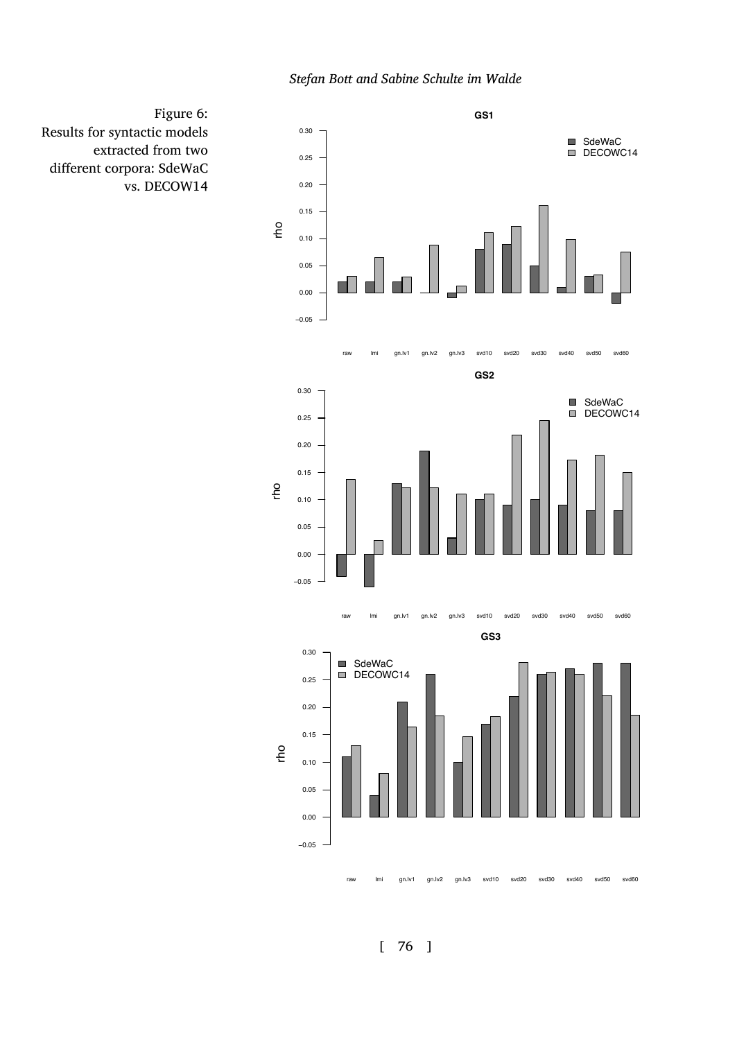Figure 6: Results for syntactic models extracted from two different corpora: SdeWaC vs. DECOW14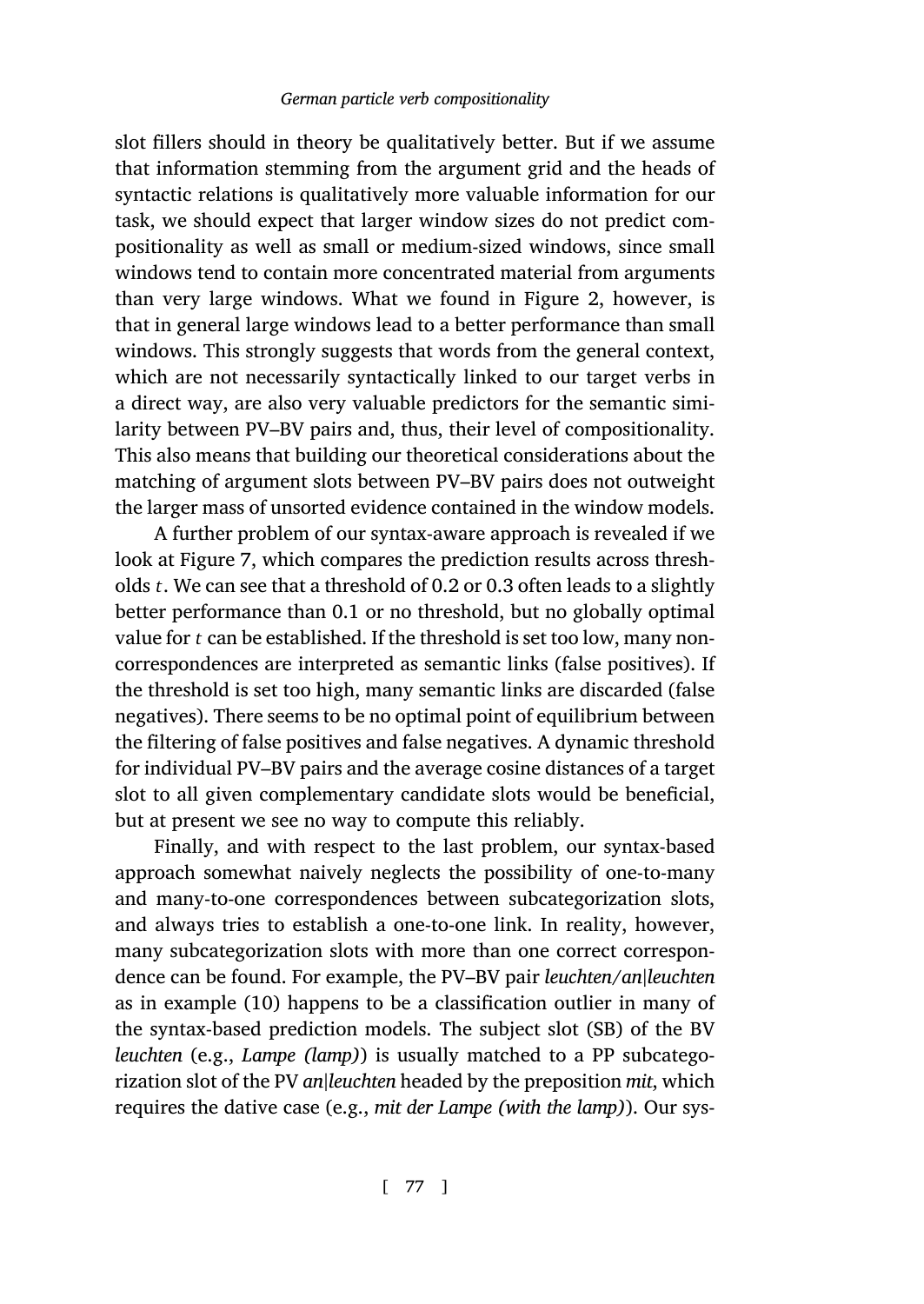slot fillers should in theory be qualitatively better. But if we assume that information stemming from the argument grid and the heads of syntactic relations is qualitatively more valuable information for our task, we should expect that larger window sizes do not predict compositionality as well as small or medium-sized windows, since small windows tend to contain more concentrated material from arguments than very large windows. What we found in Figure 2, however, is that in general large windows lead to a better performance than small windows. This strongly suggests that words from the general context, which are not necessarily syntactically linked to our target verbs in a direct way, are also very valuable predictors for the semantic similarity between PV–BV pairs and, thus, their level of compositionality. This also means that building our theoretical considerations about the matching of argument slots between PV–BV pairs does not outweight the larger mass of unsorted evidence contained in the window models.

A further problem of our syntax-aware approach is revealed if we look at Figure 7, which compares the prediction results across thresholds $t$. We can see that a threshold of 0.2 or 0.3 often leads to a slightly better performance than 0.1 or no threshold, but no globally optimal value for $t$ can be established. If the threshold is set too low, many non-correspondences are interpreted as semantic links (false positives). If the threshold is set too high, many semantic links are discarded (false negatives). There seems to be no optimal point of equilibrium between the filtering of false positives and false negatives. A dynamic threshold for individual PV–BV pairs and the average cosine distances of a target slot to all given complementary candidate slots would be beneficial, but at present we see no way to compute this reliably.

Finally, and with respect to the last problem, our syntax-based approach somewhat naively neglects the possibility of one-to-many and many-to-one correspondences between subcategorization slots, and always tries to establish a one-to-one link. In reality, however, many subcategorization slots with more than one correct correspondence can be found. For example, the PV–BV pair *leuchten/an|leuchten* as in example (10) happens to be a classification outlier in many of the syntax-based prediction models. The subject slot (SB) of the BV *leuchten* (e.g., *Lampe (lamp)*) is usually matched to a PP subcategorization slot of the PV *an|leuchten* headed by the preposition *mit*, which requires the dative case (e.g., *mit der Lampe (with the lamp)*). Our sys-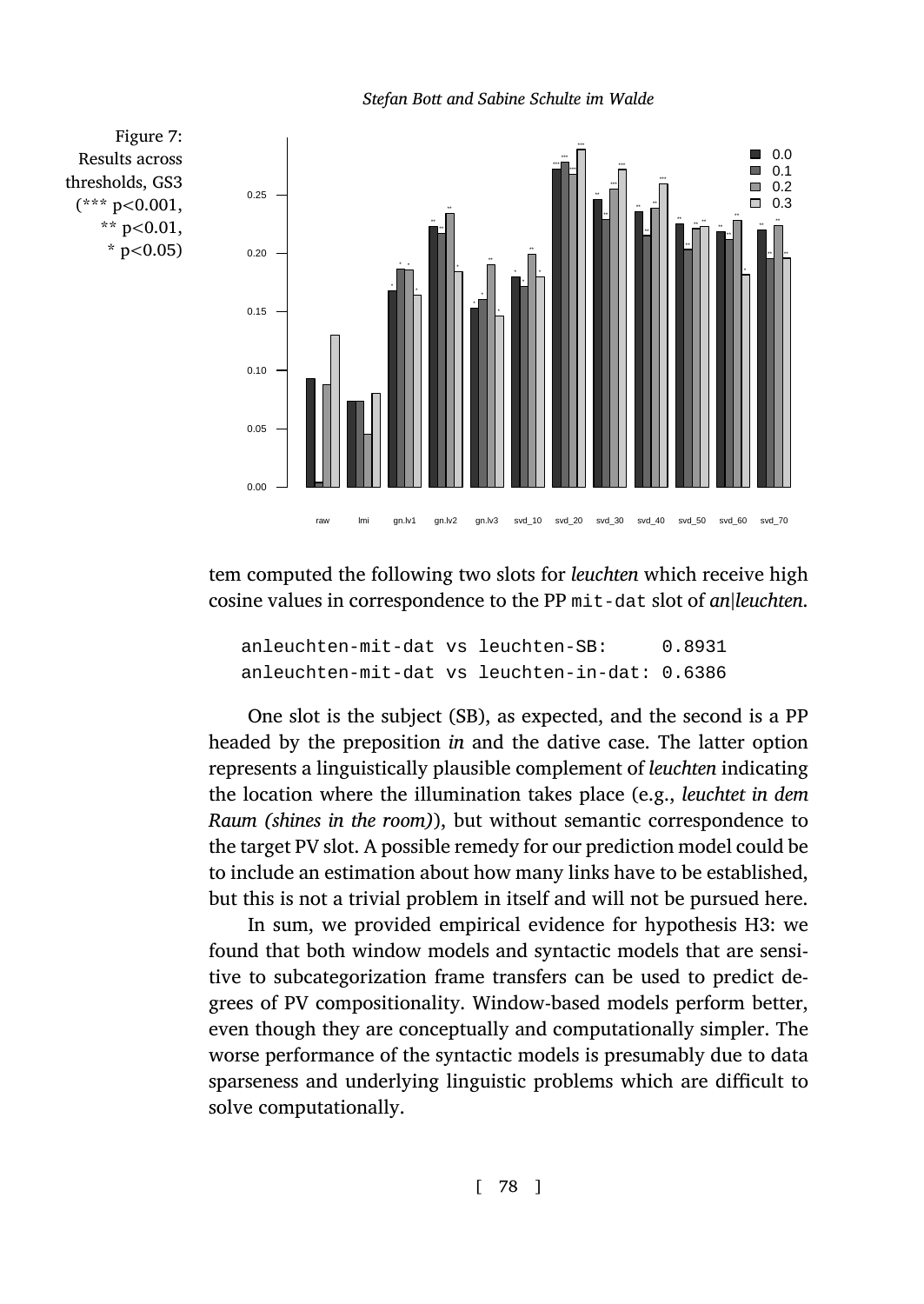Figure 7: Results across thresholds, GS3 (*** p<0.001, ** p<0.01, * p<0.05)

tem computed the following two slots for *leuchten* which receive high cosine values in correspondence to the PP mit-dat slot of *an|leuchten*.

```
anleuchten-mit-dat vs leuchten-SB:      0.8931
anleuchten-mit-dat vs leuchten-in-dat: 0.6386
```

One slot is the subject (SB), as expected, and the second is a PP headed by the preposition *in* and the dative case. The latter option represents a linguistically plausible complement of *leuchten* indicating the location where the illumination takes place (e.g., *leuchtet in dem Raum (shines in the room)*), but without semantic correspondence to the target PV slot. A possible remedy for our prediction model could be to include an estimation about how many links have to be established, but this is not a trivial problem in itself and will not be pursued here.

In sum, we provided empirical evidence for hypothesis H3: we found that both window models and syntactic models that are sensitive to subcategorization frame transfers can be used to predict degrees of PV compositionality. Window-based models perform better, even though they are conceptually and computationally simpler. The worse performance of the syntactic models is presumably due to data sparseness and underlying linguistic problems which are difficult to solve computationally.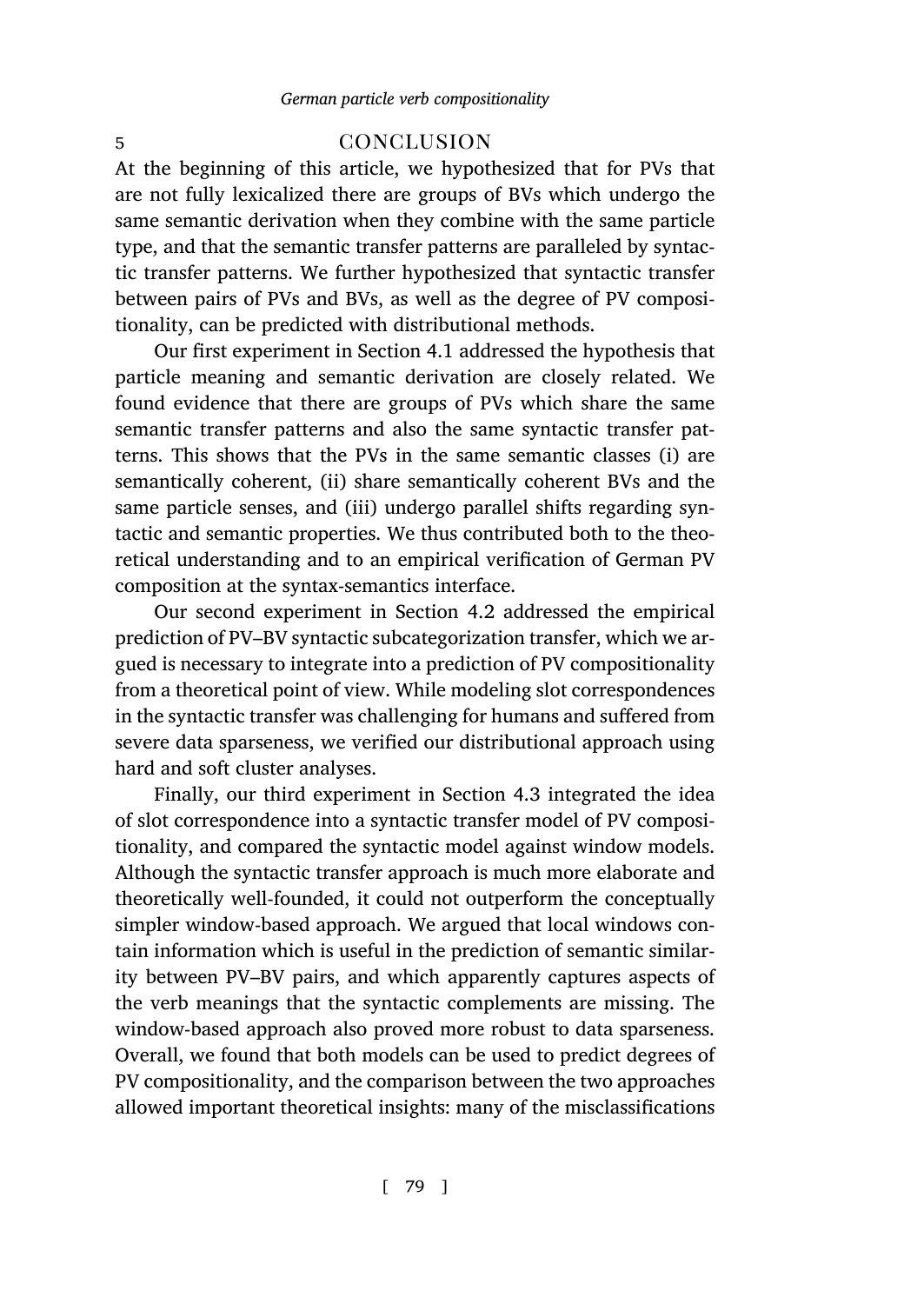# 5 CONCLUSION

At the beginning of this article, we hypothesized that for PVs that are not fully lexicalized there are groups of BVs which undergo the same semantic derivation when they combine with the same particle type, and that the semantic transfer patterns are paralleled by syntactic transfer patterns. We further hypothesized that syntactic transfer between pairs of PVs and BVs, as well as the degree of PV compositionality, can be predicted with distributional methods.

Our first experiment in Section 4.1 addressed the hypothesis that particle meaning and semantic derivation are closely related. We found evidence that there are groups of PVs which share the same semantic transfer patterns and also the same syntactic transfer patterns. This shows that the PVs in the same semantic classes (i) are semantically coherent, (ii) share semantically coherent BVs and the same particle senses, and (iii) undergo parallel shifts regarding syntactic and semantic properties. We thus contributed both to the theoretical understanding and to an empirical verification of German PV composition at the syntax-semantics interface.

Our second experiment in Section 4.2 addressed the empirical prediction of PV–BV syntactic subcategorization transfer, which we argued is necessary to integrate into a prediction of PV compositionality from a theoretical point of view. While modeling slot correspondences in the syntactic transfer was challenging for humans and suffered from severe data sparseness, we verified our distributional approach using hard and soft cluster analyses.

Finally, our third experiment in Section 4.3 integrated the idea of slot correspondence into a syntactic transfer model of PV compositionality, and compared the syntactic model against window models. Although the syntactic transfer approach is much more elaborate and theoretically well-founded, it could not outperform the conceptually simpler window-based approach. We argued that local windows contain information which is useful in the prediction of semantic similarity between PV–BV pairs, and which apparently captures aspects of the verb meanings that the syntactic complements are missing. The window-based approach also proved more robust to data sparseness. Overall, we found that both models can be used to predict degrees of PV compositionality, and the comparison between the two approaches allowed important theoretical insights: many of the misclassifications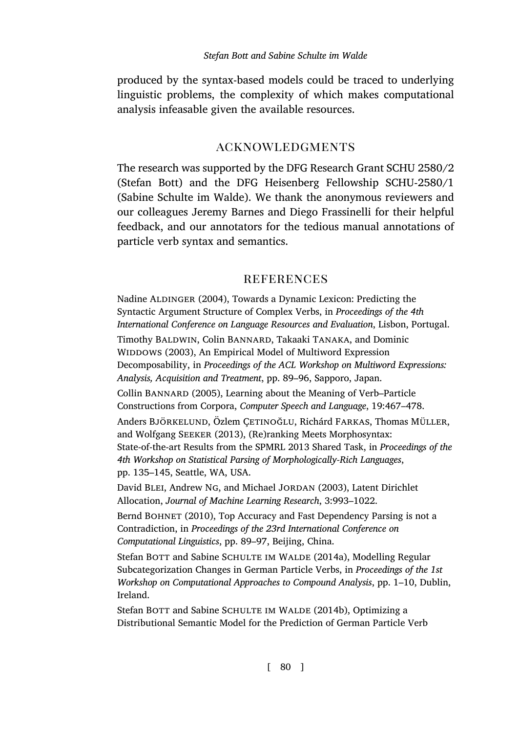produced by the syntax-based models could be traced to underlying linguistic problems, the complexity of which makes computational analysis infeasable given the available resources.

## ACKNOWLEDGMENTS

The research was supported by the DFG Research Grant SCHU 2580/2 (Stefan Bott) and the DFG Heisenberg Fellowship SCHU-2580/1 (Sabine Schulte im Walde). We thank the anonymous reviewers and our colleagues Jeremy Barnes and Diego Frassinelli for their helpful feedback, and our annotators for the tedious manual annotations of particle verb syntax and semantics.

## REFERENCES

Nadine ALDINGER (2004), Towards a Dynamic Lexicon: Predicting the Syntactic Argument Structure of Complex Verbs, in *Proceedings of the 4th International Conference on Language Resources and Evaluation*, Lisbon, Portugal.

Timothy BALDWIN, Colin BANNARD, Takaaki TANAKA, and Dominic WIDDOWS (2003), An Empirical Model of Multiword Expression Decomposability, in *Proceedings of the ACL Workshop on Multiword Expressions: Analysis, Acquisition and Treatment*, pp. 89–96, Sapporo, Japan.

Collin BANNARD (2005), Learning about the Meaning of Verb–Particle Constructions from Corpora, *Computer Speech and Language*, 19:467–478.

Anders BJÖRKELUND, Özlem ÇETINOĞLU, Richárd FARKAS, Thomas MÜLLER, and Wolfgang SEEKER (2013), (Re)ranking Meets Morphosyntax: State-of-the-art Results from the SPMRL 2013 Shared Task, in *Proceedings of the 4th Workshop on Statistical Parsing of Morphologically-Rich Languages*, pp. 135–145, Seattle, WA, USA.

David BLEI, Andrew NG, and Michael JORDAN (2003), Latent Dirichlet Allocation, *Journal of Machine Learning Research*, 3:993–1022.

Bernd BOHNET (2010), Top Accuracy and Fast Dependency Parsing is not a Contradiction, in *Proceedings of the 23rd International Conference on Computational Linguistics*, pp. 89–97, Beijing, China.

Stefan BOTT and Sabine SCHULTE IM WALDE (2014a), Modelling Regular Subcategorization Changes in German Particle Verbs, in *Proceedings of the 1st Workshop on Computational Approaches to Compound Analysis*, pp. 1–10, Dublin, Ireland.

Stefan BOTT and Sabine SCHULTE IM WALDE (2014b), Optimizing a Distributional Semantic Model for the Prediction of German Particle Verb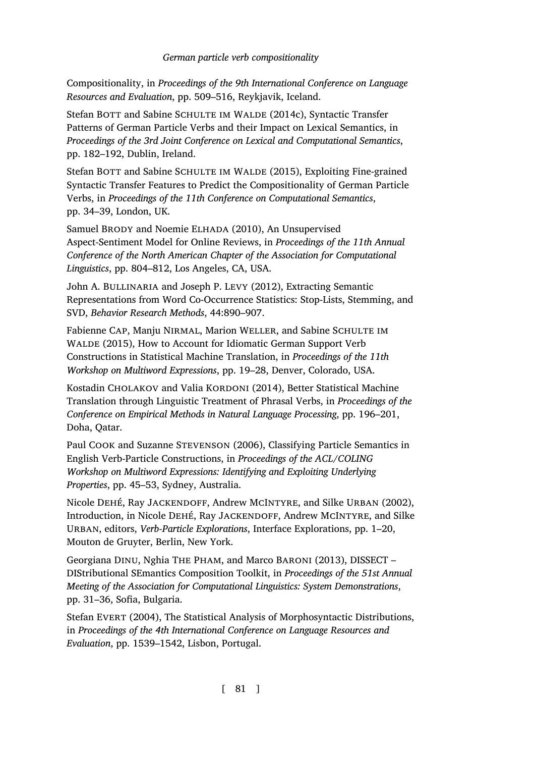Compositionality, in *Proceedings of the 9th International Conference on Language Resources and Evaluation*, pp. 509–516, Reykjavik, Iceland.

Stefan BOTT and Sabine SCHULTE IM WALDE (2014c), Syntactic Transfer Patterns of German Particle Verbs and their Impact on Lexical Semantics, in *Proceedings of the 3rd Joint Conference on Lexical and Computational Semantics*, pp. 182–192, Dublin, Ireland.

Stefan BOTT and Sabine SCHULTE IM WALDE (2015), Exploiting Fine-grained Syntactic Transfer Features to Predict the Compositionality of German Particle Verbs, in *Proceedings of the 11th Conference on Computational Semantics*, pp. 34–39, London, UK.

Samuel BRODY and Noemie ELHADA (2010), An Unsupervised Aspect-Sentiment Model for Online Reviews, in *Proceedings of the 11th Annual Conference of the North American Chapter of the Association for Computational Linguistics*, pp. 804–812, Los Angeles, CA, USA.

John A. BULLINARIA and Joseph P. LEVY (2012), Extracting Semantic Representations from Word Co-Occurrence Statistics: Stop-Lists, Stemming, and SVD, *Behavior Research Methods*, 44:890–907.

Fabienne CAP, Manju NIRMAL, Marion WELLER, and Sabine SCHULTE IM WALDE (2015), How to Account for Idiomatic German Support Verb Constructions in Statistical Machine Translation, in *Proceedings of the 11th Workshop on Multiword Expressions*, pp. 19–28, Denver, Colorado, USA.

Kostadin CHOLAKOV and Valia KORDONI (2014), Better Statistical Machine Translation through Linguistic Treatment of Phrasal Verbs, in *Proceedings of the Conference on Empirical Methods in Natural Language Processing*, pp. 196–201, Doha, Qatar.

Paul COOK and Suzanne STEVENSON (2006), Classifying Particle Semantics in English Verb-Particle Constructions, in *Proceedings of the ACL/COLING Workshop on Multiword Expressions: Identifying and Exploiting Underlying Properties*, pp. 45–53, Sydney, Australia.

Nicole DEHÉ, Ray JACKENDOFF, Andrew MCINTYRE, and Silke URBAN (2002), Introduction, in Nicole DEHÉ, Ray JACKENDOFF, Andrew MCINTYRE, and Silke URBAN, editors, *Verb-Particle Explorations*, Interface Explorations, pp. 1–20, Mouton de Gruyter, Berlin, New York.

Georgiana DINU, Nghia THE PHAM, and Marco BARONI (2013), DISSECT – DIStributional SEmantics Composition Toolkit, in *Proceedings of the 51st Annual Meeting of the Association for Computational Linguistics: System Demonstrations*, pp. 31–36, Sofia, Bulgaria.

Stefan EVERT (2004), The Statistical Analysis of Morphosyntactic Distributions, in *Proceedings of the 4th International Conference on Language Resources and Evaluation*, pp. 1539–1542, Lisbon, Portugal.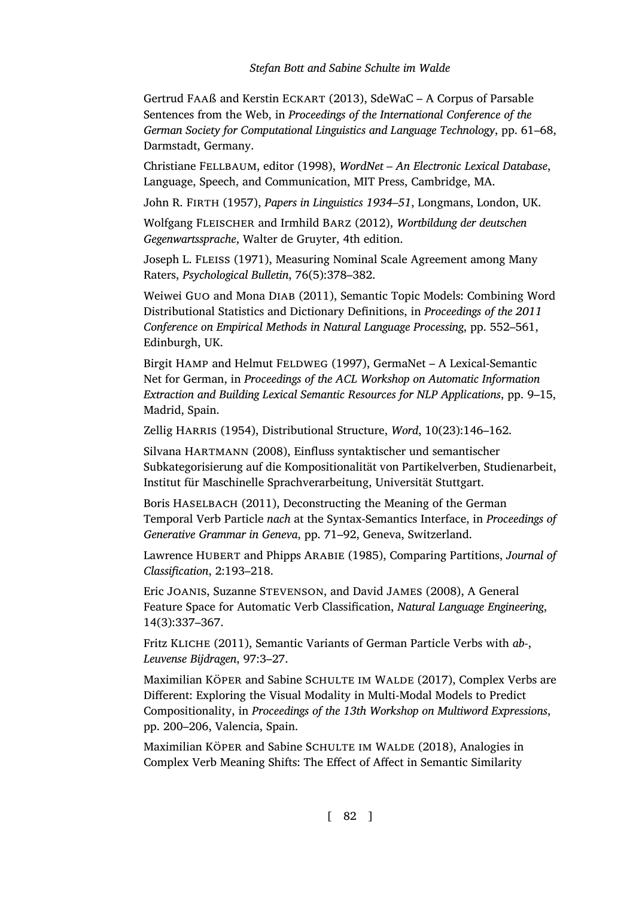Gertrud FAAß and Kerstin ECKART (2013), SdeWaC – A Corpus of Parsable Sentences from the Web, in *Proceedings of the International Conference of the German Society for Computational Linguistics and Language Technology*, pp. 61–68, Darmstadt, Germany.

Christiane FELLBAUM, editor (1998), *WordNet – An Electronic Lexical Database*, Language, Speech, and Communication, MIT Press, Cambridge, MA.

John R. FIRTH (1957), *Papers in Linguistics 1934–51*, Longmans, London, UK.

Wolfgang FLEISCHER and Irmhild BARZ (2012), *Wortbildung der deutschen Gegenwartssprache*, Walter de Gruyter, 4th edition.

Joseph L. FLEISS (1971), Measuring Nominal Scale Agreement among Many Raters, *Psychological Bulletin*, 76(5):378–382.

Weiwei GUO and Mona DIAB (2011), Semantic Topic Models: Combining Word Distributional Statistics and Dictionary Definitions, in *Proceedings of the 2011 Conference on Empirical Methods in Natural Language Processing*, pp. 552–561, Edinburgh, UK.

Birgit HAMP and Helmut FELDWEG (1997), GermaNet – A Lexical-Semantic Net for German, in *Proceedings of the ACL Workshop on Automatic Information Extraction and Building Lexical Semantic Resources for NLP Applications*, pp. 9–15, Madrid, Spain.

Zellig HARRIS (1954), Distributional Structure, *Word*, 10(23):146–162.

Silvana HARTMANN (2008), Einfluss syntaktischer und semantischer Subkategorisierung auf die Kompositionalität von Partikelverben, Studienarbeit, Institut für Maschinelle Sprachverarbeitung, Universität Stuttgart.

Boris HASELBACH (2011), Deconstructing the Meaning of the German Temporal Verb Particle *nach* at the Syntax-Semantics Interface, in *Proceedings of Generative Grammar in Geneva*, pp. 71–92, Geneva, Switzerland.

Lawrence HUBERT and Phipps ARABIE (1985), Comparing Partitions, *Journal of Classification*, 2:193–218.

Eric JOANIS, Suzanne STEVENSON, and David JAMES (2008), A General Feature Space for Automatic Verb Classification, *Natural Language Engineering*, 14(3):337–367.

Fritz KLICHE (2011), Semantic Variants of German Particle Verbs with *ab*-, *Leuvense Bijdragen*, 97:3–27.

Maximilian KÖPER and Sabine SCHULTE IM WALDE (2017), Complex Verbs are Different: Exploring the Visual Modality in Multi-Modal Models to Predict Compositionality, in *Proceedings of the 13th Workshop on Multiword Expressions*, pp. 200–206, Valencia, Spain.

Maximilian KÖPER and Sabine SCHULTE IM WALDE (2018), Analogies in Complex Verb Meaning Shifts: The Effect of Affect in Semantic Similarity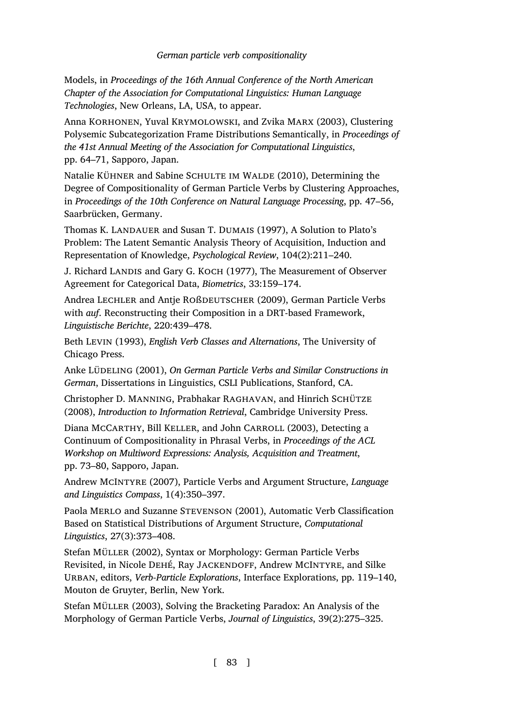Models, in *Proceedings of the 16th Annual Conference of the North American Chapter of the Association for Computational Linguistics: Human Language Technologies*, New Orleans, LA, USA, to appear.

Anna KORHONEN, Yuval KRYMOLOWSKI, and Zvika MARX (2003), Clustering Polysemic Subcategorization Frame Distributions Semantically, in *Proceedings of the 41st Annual Meeting of the Association for Computational Linguistics*, pp. 64–71, Sapporo, Japan.

Natalie KÜHNER and Sabine SCHULTE IM WALDE (2010), Determining the Degree of Compositionality of German Particle Verbs by Clustering Approaches, in *Proceedings of the 10th Conference on Natural Language Processing*, pp. 47–56, Saarbrücken, Germany.

Thomas K. LANDAUER and Susan T. DUMAIS (1997), A Solution to Plato's Problem: The Latent Semantic Analysis Theory of Acquisition, Induction and Representation of Knowledge, *Psychological Review*, 104(2):211–240.

J. Richard LANDIS and Gary G. KOCH (1977), The Measurement of Observer Agreement for Categorical Data, *Biometrics*, 33:159–174.

Andrea LECHLER and Antje ROSSDEUTSCHER (2009), German Particle Verbs with *auf*. Reconstructing their Composition in a DRT-based Framework, *Linguistische Berichte*, 220:439–478.

Beth LEVIN (1993), *English Verb Classes and Alternations*, The University of Chicago Press.

Anke LÜDELING (2001), *On German Particle Verbs and Similar Constructions in German*, Dissertations in Linguistics, CSLI Publications, Stanford, CA.

Christopher D. MANNING, Prabhakar RAGHAVAN, and Hinrich SCHÜTZE (2008), *Introduction to Information Retrieval*, Cambridge University Press.

Diana MCCARTHY, Bill KELLER, and John CARROLL (2003), Detecting a Continuum of Compositionality in Phrasal Verbs, in *Proceedings of the ACL Workshop on Multiword Expressions: Analysis, Acquisition and Treatment*, pp. 73–80, Sapporo, Japan.

Andrew MCINTYRE (2007), Particle Verbs and Argument Structure, *Language and Linguistics Compass*, 1(4):350–397.

Paola MERLO and Suzanne STEVENSON (2001), Automatic Verb Classification Based on Statistical Distributions of Argument Structure, *Computational Linguistics*, 27(3):373–408.

Stefan MÜLLER (2002), Syntax or Morphology: German Particle Verbs Revisited, in Nicole DEHÉ, Ray JACKENDOFF, Andrew MCINTYRE, and Silke URBAN, editors, *Verb-Particle Explorations*, Interface Explorations, pp. 119–140, Mouton de Gruyter, Berlin, New York.

Stefan MÜLLER (2003), Solving the Bracketing Paradox: An Analysis of the Morphology of German Particle Verbs, *Journal of Linguistics*, 39(2):275–325.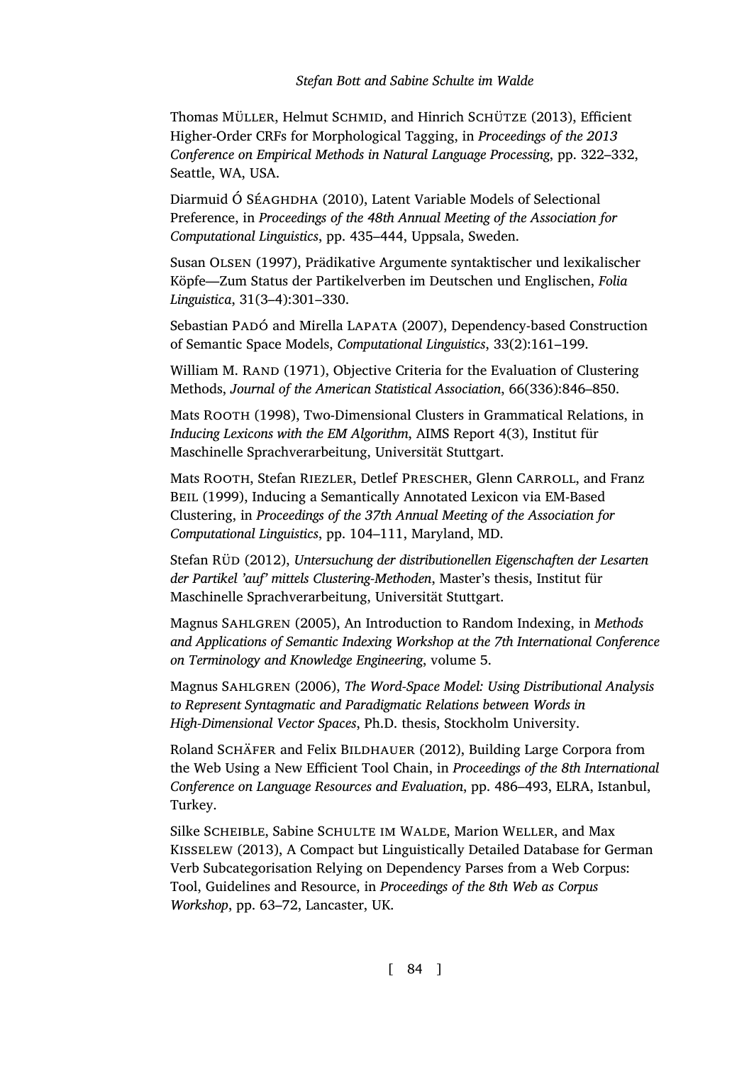Thomas MÜLLER, Helmut SCHMID, and Hinrich SCHÜTZE (2013), Efficient Higher-Order CRFs for Morphological Tagging, in *Proceedings of the 2013 Conference on Empirical Methods in Natural Language Processing*, pp. 322–332, Seattle, WA, USA.

Diarmuid Ó SÉAGHDHA (2010), Latent Variable Models of Selectional Preference, in *Proceedings of the 48th Annual Meeting of the Association for Computational Linguistics*, pp. 435–444, Uppsala, Sweden.

Susan OLSEN (1997), Prädikative Argumente syntaktischer und lexikalischer Köpfe—Zum Status der Partikelverben im Deutschen und Englischen, *Folia Linguistica*, 31(3–4):301–330.

Sebastian PADÓ and Mirella LAPATA (2007), Dependency-based Construction of Semantic Space Models, *Computational Linguistics*, 33(2):161–199.

William M. RAND (1971), Objective Criteria for the Evaluation of Clustering Methods, *Journal of the American Statistical Association*, 66(336):846–850.

Mats ROOTH (1998), Two-Dimensional Clusters in Grammatical Relations, in *Inducing Lexicons with the EM Algorithm*, AIMS Report 4(3), Institut für Maschinelle Sprachverarbeitung, Universität Stuttgart.

Mats ROOTH, Stefan RIEZLER, Detlef PRESCHER, Glenn CARROLL, and Franz BEIL (1999), Inducing a Semantically Annotated Lexicon via EM-Based Clustering, in *Proceedings of the 37th Annual Meeting of the Association for Computational Linguistics*, pp. 104–111, Maryland, MD.

Stefan RÜD (2012), *Untersuchung der distributionellen Eigenschaften der Lesarten der Partikel 'auf' mittels Clustering-Methoden*, Master's thesis, Institut für Maschinelle Sprachverarbeitung, Universität Stuttgart.

Magnus SAHLGREN (2005), An Introduction to Random Indexing, in *Methods and Applications of Semantic Indexing Workshop at the 7th International Conference on Terminology and Knowledge Engineering*, volume 5.

Magnus SAHLGREN (2006), *The Word-Space Model: Using Distributional Analysis to Represent Syntagmatic and Paradigmatic Relations between Words in High-Dimensional Vector Spaces*, Ph.D. thesis, Stockholm University.

Roland SCHÄFER and Felix BILDHAUER (2012), Building Large Corpora from the Web Using a New Efficient Tool Chain, in *Proceedings of the 8th International Conference on Language Resources and Evaluation*, pp. 486–493, ELRA, Istanbul, Turkey.

Silke SCHEIBLE, Sabine SCHULTE IM WALDE, Marion WELLER, and Max KISSELEW (2013), A Compact but Linguistically Detailed Database for German Verb Subcategorisation Relying on Dependency Parses from a Web Corpus: Tool, Guidelines and Resource, in *Proceedings of the 8th Web as Corpus Workshop*, pp. 63–72, Lancaster, UK.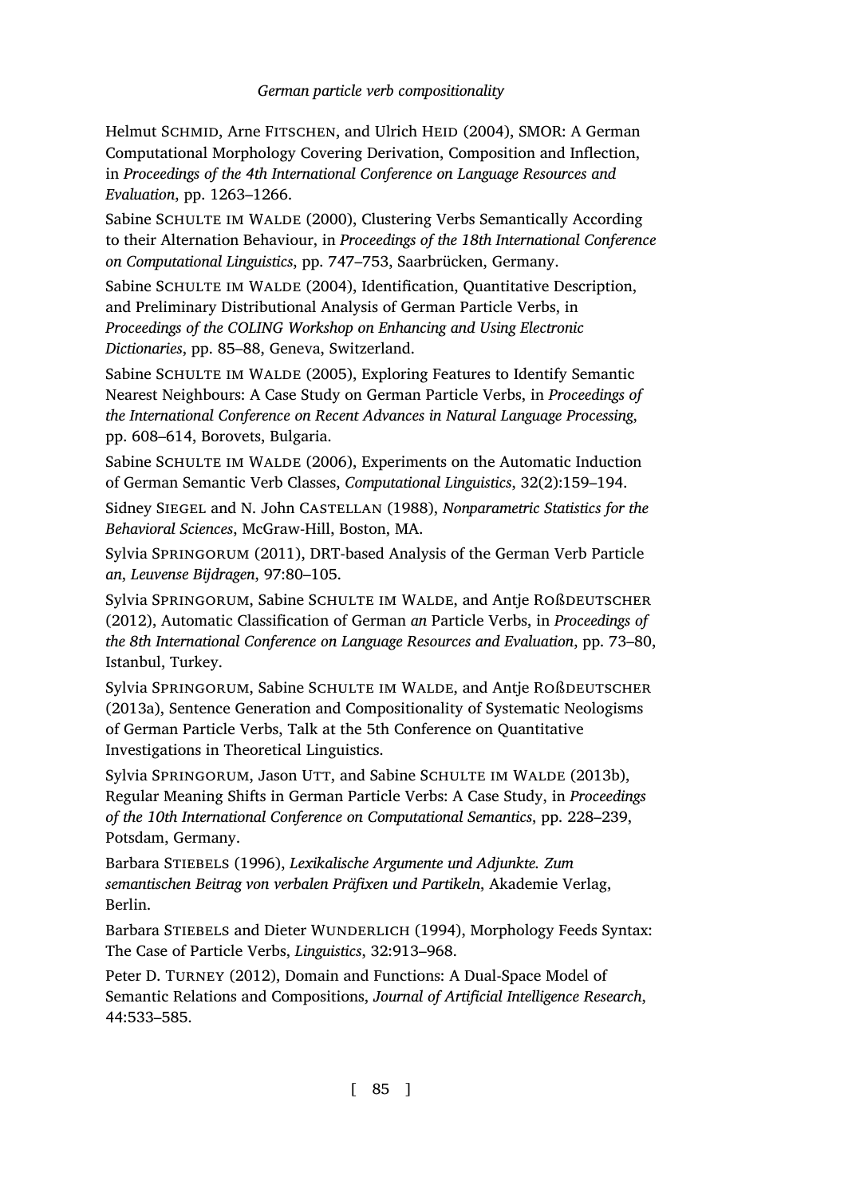Helmut SCHMID, Arne FITSCHEN, and Ulrich HEID (2004), SMOR: A German Computational Morphology Covering Derivation, Composition and Inflection, in *Proceedings of the 4th International Conference on Language Resources and Evaluation*, pp. 1263–1266.

Sabine SCHULTE IM WALDE (2000), Clustering Verbs Semantically According to their Alternation Behaviour, in *Proceedings of the 18th International Conference on Computational Linguistics*, pp. 747–753, Saarbrücken, Germany.

Sabine SCHULTE IM WALDE (2004), Identification, Quantitative Description, and Preliminary Distributional Analysis of German Particle Verbs, in *Proceedings of the COLING Workshop on Enhancing and Using Electronic Dictionaries*, pp. 85–88, Geneva, Switzerland.

Sabine SCHULTE IM WALDE (2005), Exploring Features to Identify Semantic Nearest Neighbours: A Case Study on German Particle Verbs, in *Proceedings of the International Conference on Recent Advances in Natural Language Processing*, pp. 608–614, Borovets, Bulgaria.

Sabine SCHULTE IM WALDE (2006), Experiments on the Automatic Induction of German Semantic Verb Classes, *Computational Linguistics*, 32(2):159–194.

Sidney SIEGEL and N. John CASTELLAN (1988), *Nonparametric Statistics for the Behavioral Sciences*, McGraw-Hill, Boston, MA.

Sylvia SPRINGORUM (2011), DRT-based Analysis of the German Verb Particle *an*, *Leuvense Bijdragen*, 97:80–105.

Sylvia SPRINGORUM, Sabine SCHULTE IM WALDE, and Antje ROßDEUTSCHER (2012), Automatic Classification of German *an* Particle Verbs, in *Proceedings of the 8th International Conference on Language Resources and Evaluation*, pp. 73–80, Istanbul, Turkey.

Sylvia SPRINGORUM, Sabine SCHULTE IM WALDE, and Antje ROßDEUTSCHER (2013a), Sentence Generation and Compositionality of Systematic Neologisms of German Particle Verbs, Talk at the 5th Conference on Quantitative Investigations in Theoretical Linguistics.

Sylvia SPRINGORUM, Jason UTT, and Sabine SCHULTE IM WALDE (2013b), Regular Meaning Shifts in German Particle Verbs: A Case Study, in *Proceedings of the 10th International Conference on Computational Semantics*, pp. 228–239, Potsdam, Germany.

Barbara STIEBELS (1996), *Lexikalische Argumente und Adjunkte. Zum semantischen Beitrag von verbalen Präfixen und Partikeln*, Akademie Verlag, Berlin.

Barbara STIEBELS and Dieter WUNDERLICH (1994), Morphology Feeds Syntax: The Case of Particle Verbs, *Linguistics*, 32:913–968.

Peter D. TURNEY (2012), Domain and Functions: A Dual-Space Model of Semantic Relations and Compositions, *Journal of Artificial Intelligence Research*, 44:533–585.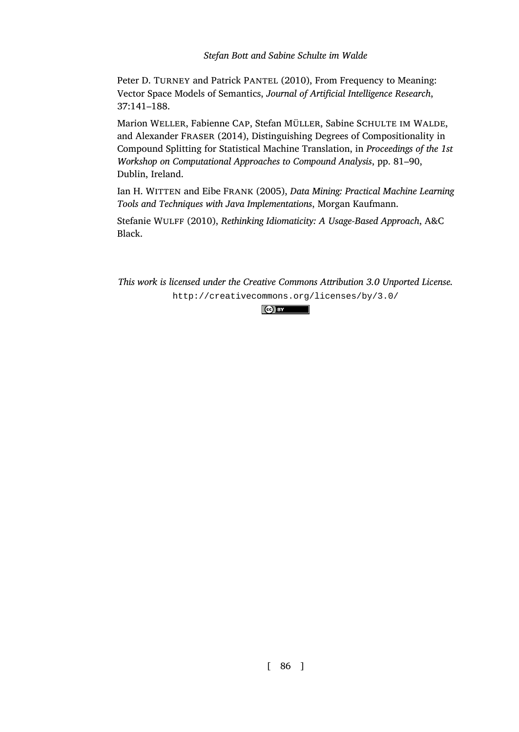Peter D. TURNEY and Patrick PANTEL (2010), From Frequency to Meaning: Vector Space Models of Semantics, *Journal of Artificial Intelligence Research*, 37:141–188.

Marion WELLER, Fabienne CAP, Stefan MÜLLER, Sabine SCHULTE IM WALDE, and Alexander FRASER (2014), Distinguishing Degrees of Compositionality in Compound Splitting for Statistical Machine Translation, in *Proceedings of the 1st Workshop on Computational Approaches to Compound Analysis*, pp. 81–90, Dublin, Ireland.

Ian H. WITTEN and Eibe FRANK (2005), *Data Mining: Practical Machine Learning Tools and Techniques with Java Implementations*, Morgan Kaufmann.

Stefanie WULFF (2010), *Rethinking Idiomaticity: A Usage-Based Approach*, A&C Black.

*This work is licensed under the Creative Commons Attribution 3.0 Unported License.*
http://creativecommons.org/licenses/by/3.0/